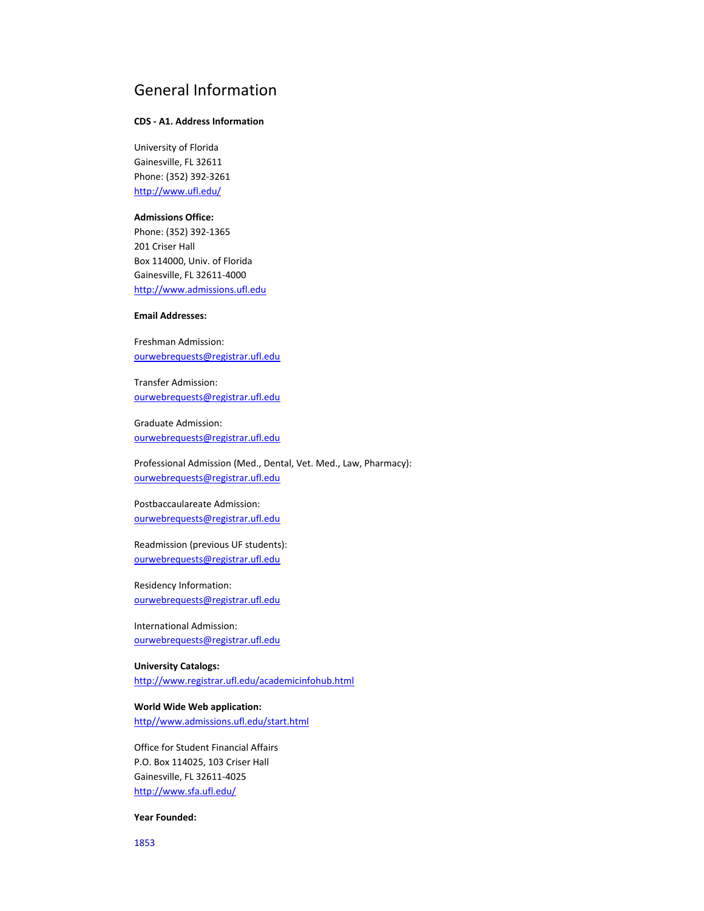# General Information

**CDS - A1. Address Information**

University of Florida
Gainesville, FL 32611
Phone: (352) 392-3261
http://www.ufl.edu/

**Admissions Office:**
Phone: (352) 392-1365
201 Criser Hall
Box 114000, Univ. of Florida
Gainesville, FL 32611-4000
http://www.admissions.ufl.edu

**Email Addresses:**

Freshman Admission:
ourwebrequests@registrar.ufl.edu

Transfer Admission:
ourwebrequests@registrar.ufl.edu

Graduate Admission:
ourwebrequests@registrar.ufl.edu

Professional Admission (Med., Dental, Vet. Med., Law, Pharmacy):
ourwebrequests@registrar.ufl.edu

Postbaccaulareate Admission:
ourwebrequests@registrar.ufl.edu

Readmission (previous UF students):
ourwebrequests@registrar.ufl.edu

Residency Information:
ourwebrequests@registrar.ufl.edu

International Admission:
ourwebrequests@registrar.ufl.edu

**University Catalogs:**
http://www.registrar.ufl.edu/academicinfohub.html

**World Wide Web application:**
http//www.admissions.ufl.edu/start.html

Office for Student Financial Affairs
P.O. Box 114025, 103 Criser Hall
Gainesville, FL 32611-4025
http://www.sfa.ufl.edu/

**Year Founded:**

1853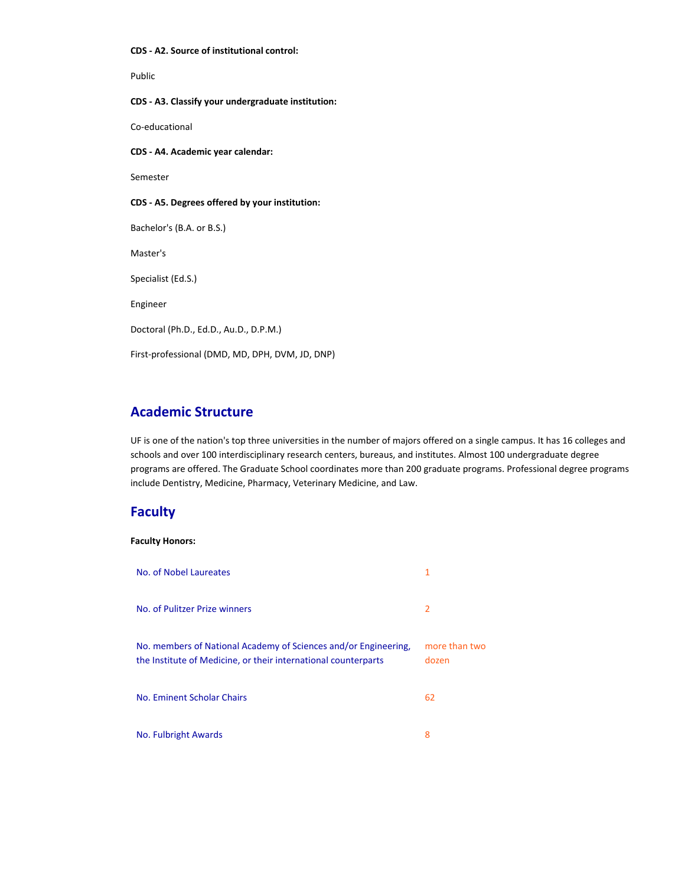**CDS - A2. Source of institutional control:**

Public

**CDS - A3. Classify your undergraduate institution:**

Co-educational

**CDS - A4. Academic year calendar:**

Semester

**CDS - A5. Degrees offered by your institution:**

Bachelor's (B.A. or B.S.)

Master's

Specialist (Ed.S.)

Engineer

Doctoral (Ph.D., Ed.D., Au.D., D.P.M.)

First-professional (DMD, MD, DPH, DVM, JD, DNP)

## Academic Structure

UF is one of the nation's top three universities in the number of majors offered on a single campus. It has 16 colleges and schools and over 100 interdisciplinary research centers, bureaus, and institutes. Almost 100 undergraduate degree programs are offered. The Graduate School coordinates more than 200 graduate programs. Professional degree programs include Dentistry, Medicine, Pharmacy, Veterinary Medicine, and Law.

## Faculty

**Faculty Honors:**

| | |
|---|---|
| No. of Nobel Laureates | 1 |
| No. of Pulitzer Prize winners | 2 |
| No. members of National Academy of Sciences and/or Engineering, the Institute of Medicine, or their international counterparts | more than two dozen |
| No. Eminent Scholar Chairs | 62 |
| No. Fulbright Awards | 8 |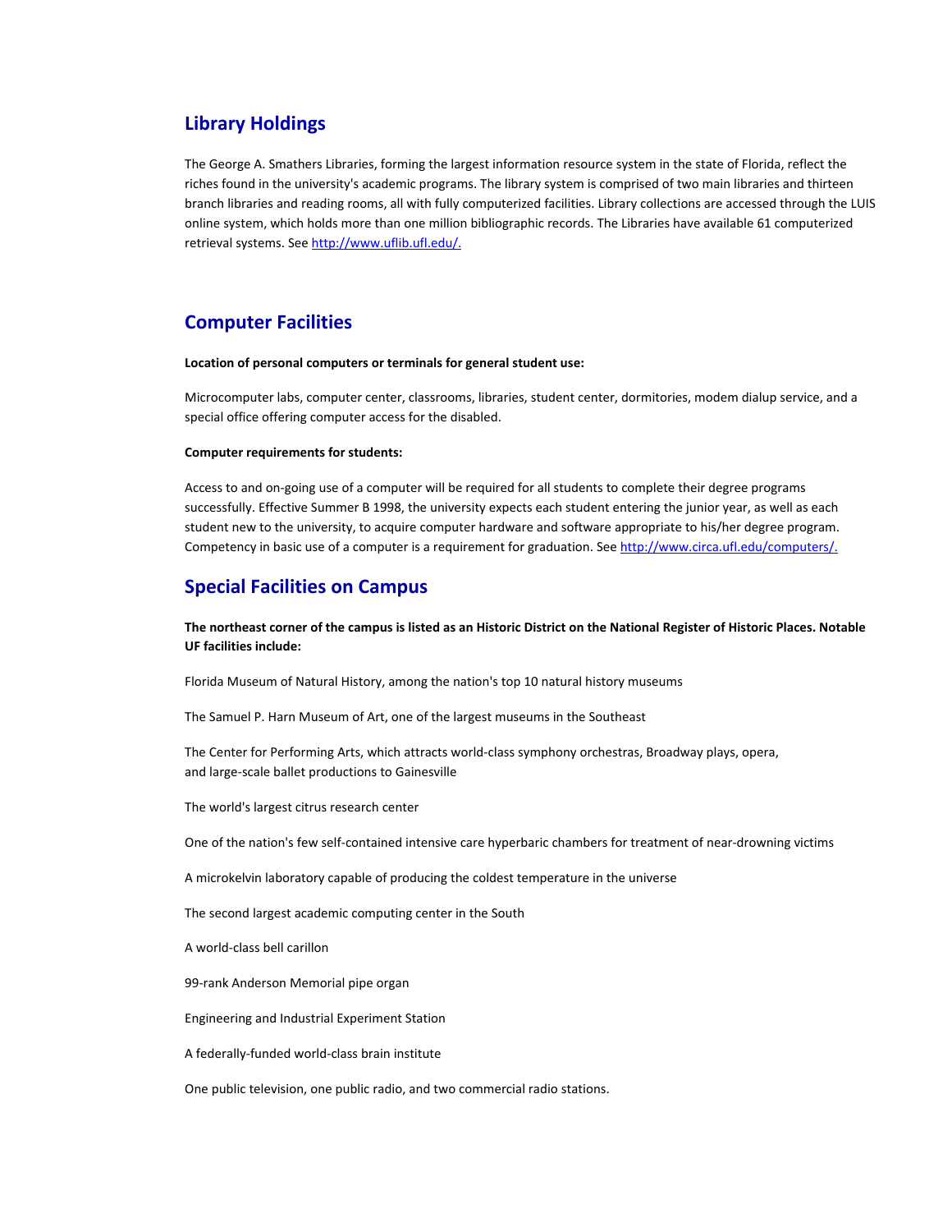## Library Holdings

The George A. Smathers Libraries, forming the largest information resource system in the state of Florida, reflect the riches found in the university's academic programs. The library system is comprised of two main libraries and thirteen branch libraries and reading rooms, all with fully computerized facilities. Library collections are accessed through the LUIS online system, which holds more than one million bibliographic records. The Libraries have available 61 computerized retrieval systems. See http://www.uflib.ufl.edu/.

## Computer Facilities

**Location of personal computers or terminals for general student use:**

Microcomputer labs, computer center, classrooms, libraries, student center, dormitories, modem dialup service, and a special office offering computer access for the disabled.

**Computer requirements for students:**

Access to and on-going use of a computer will be required for all students to complete their degree programs successfully. Effective Summer B 1998, the university expects each student entering the junior year, as well as each student new to the university, to acquire computer hardware and software appropriate to his/her degree program. Competency in basic use of a computer is a requirement for graduation. See http://www.circa.ufl.edu/computers/.

## Special Facilities on Campus

**The northeast corner of the campus is listed as an Historic District on the National Register of Historic Places. Notable UF facilities include:**

Florida Museum of Natural History, among the nation's top 10 natural history museums

The Samuel P. Harn Museum of Art, one of the largest museums in the Southeast

The Center for Performing Arts, which attracts world-class symphony orchestras, Broadway plays, opera, and large-scale ballet productions to Gainesville

The world's largest citrus research center

One of the nation's few self-contained intensive care hyperbaric chambers for treatment of near-drowning victims

A microkelvin laboratory capable of producing the coldest temperature in the universe

The second largest academic computing center in the South

A world-class bell carillon

99-rank Anderson Memorial pipe organ

Engineering and Industrial Experiment Station

A federally-funded world-class brain institute

One public television, one public radio, and two commercial radio stations.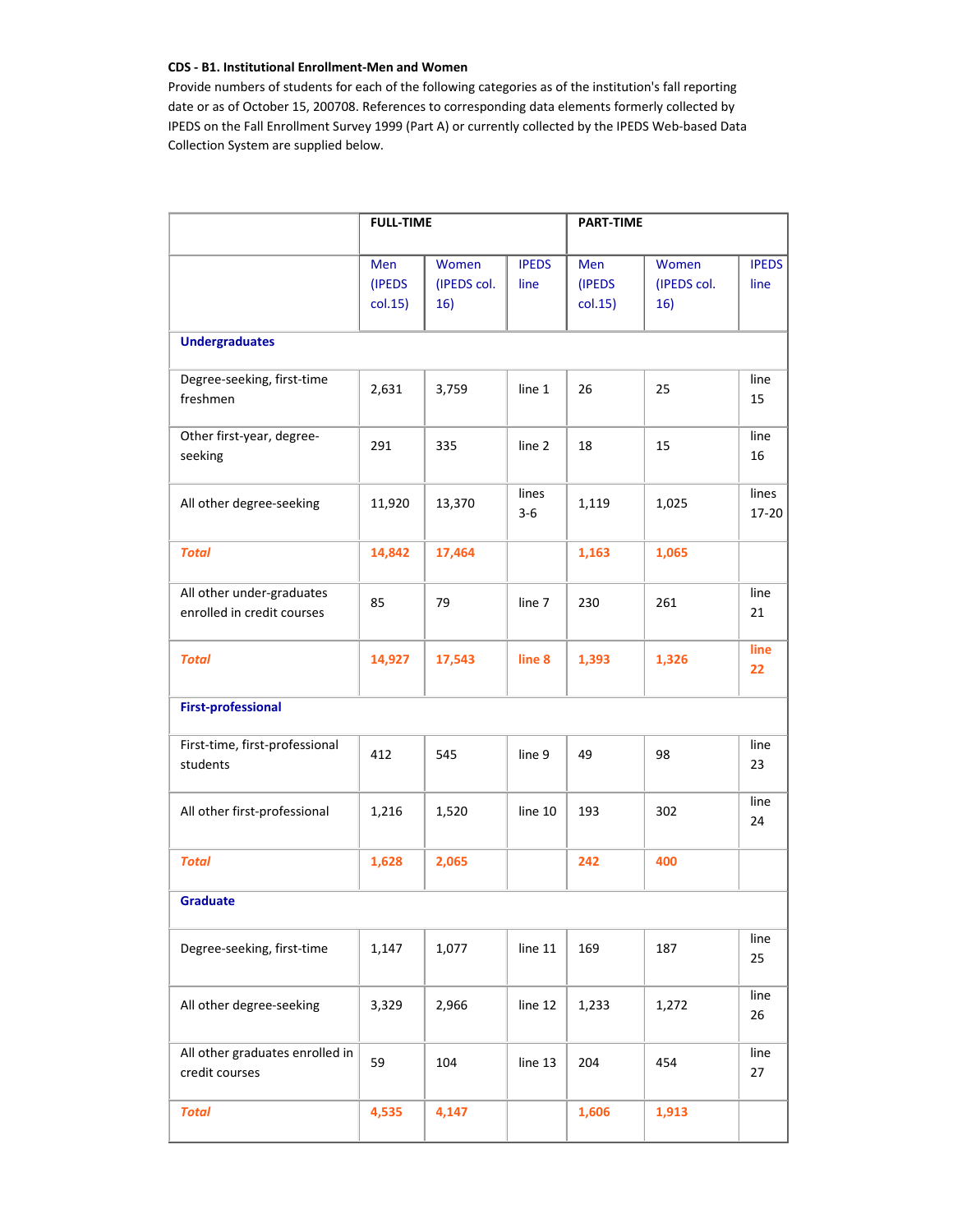**CDS - B1. Institutional Enrollment-Men and Women**

Provide numbers of students for each of the following categories as of the institution's fall reporting date or as of October 15, 200708. References to corresponding data elements formerly collected by IPEDS on the Fall Enrollment Survey 1999 (Part A) or currently collected by the IPEDS Web-based Data Collection System are supplied below.

| | FULL-TIME | | | PART-TIME | | |
|---|---|---|---|---|---|---|
| | Men (IPEDS col.15) | Women (IPEDS col. 16) | IPEDS line | Men (IPEDS col.15) | Women (IPEDS col. 16) | IPEDS line |
| **Undergraduates** | | | | | | |
| Degree-seeking, first-time freshmen | 2,631 | 3,759 | line 1 | 26 | 25 | line 15 |
| Other first-year, degree-seeking | 291 | 335 | line 2 | 18 | 15 | line 16 |
| All other degree-seeking | 11,920 | 13,370 | lines 3-6 | 1,119 | 1,025 | lines 17-20 |
| ***Total*** | **14,842** | **17,464** | | **1,163** | **1,065** | |
| All other under-graduates enrolled in credit courses | 85 | 79 | line 7 | 230 | 261 | line 21 |
| ***Total*** | **14,927** | **17,543** | **line 8** | **1,393** | **1,326** | **line 22** |
| **First-professional** | | | | | | |
| First-time, first-professional students | 412 | 545 | line 9 | 49 | 98 | line 23 |
| All other first-professional | 1,216 | 1,520 | line 10 | 193 | 302 | line 24 |
| ***Total*** | **1,628** | **2,065** | | **242** | **400** | |
| **Graduate** | | | | | | |
| Degree-seeking, first-time | 1,147 | 1,077 | line 11 | 169 | 187 | line 25 |
| All other degree-seeking | 3,329 | 2,966 | line 12 | 1,233 | 1,272 | line 26 |
| All other graduates enrolled in credit courses | 59 | 104 | line 13 | 204 | 454 | line 27 |
| ***Total*** | **4,535** | **4,147** | | **1,606** | **1,913** | |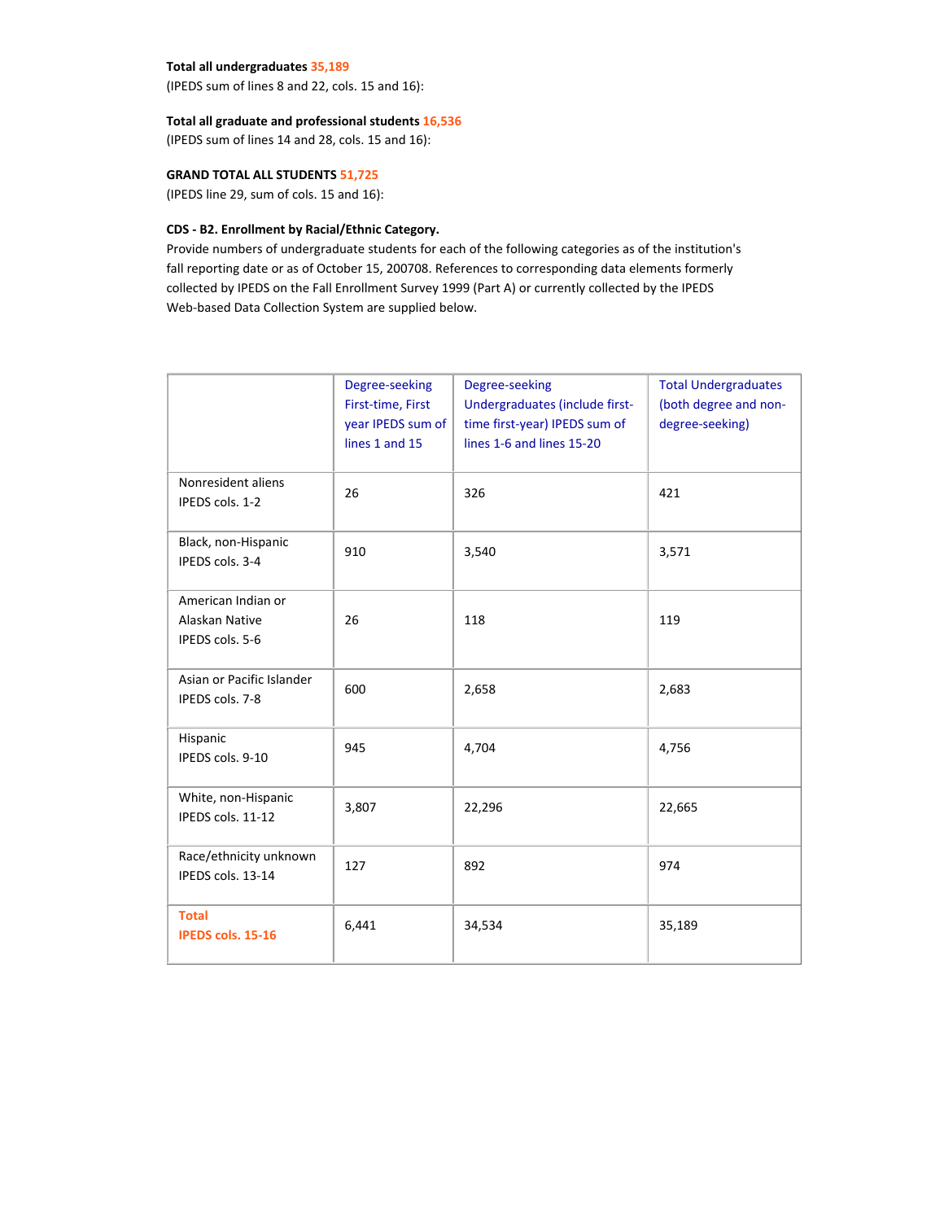**Total all undergraduates** 35,189
(IPEDS sum of lines 8 and 22, cols. 15 and 16):

**Total all graduate and professional students** 16,536
(IPEDS sum of lines 14 and 28, cols. 15 and 16):

**GRAND TOTAL ALL STUDENTS** 51,725
(IPEDS line 29, sum of cols. 15 and 16):

**CDS - B2. Enrollment by Racial/Ethnic Category.**
Provide numbers of undergraduate students for each of the following categories as of the institution's fall reporting date or as of October 15, 200708. References to corresponding data elements formerly collected by IPEDS on the Fall Enrollment Survey 1999 (Part A) or currently collected by the IPEDS Web-based Data Collection System are supplied below.

| | Degree-seeking First-time, First year IPEDS sum of lines 1 and 15 | Degree-seeking Undergraduates (include first-time first-year) IPEDS sum of lines 1-6 and lines 15-20 | Total Undergraduates (both degree and non-degree-seeking) |
|---|---|---|---|
| Nonresident aliens IPEDS cols. 1-2 | 26 | 326 | 421 |
| Black, non-Hispanic IPEDS cols. 3-4 | 910 | 3,540 | 3,571 |
| American Indian or Alaskan Native IPEDS cols. 5-6 | 26 | 118 | 119 |
| Asian or Pacific Islander IPEDS cols. 7-8 | 600 | 2,658 | 2,683 |
| Hispanic IPEDS cols. 9-10 | 945 | 4,704 | 4,756 |
| White, non-Hispanic IPEDS cols. 11-12 | 3,807 | 22,296 | 22,665 |
| Race/ethnicity unknown IPEDS cols. 13-14 | 127 | 892 | 974 |
| **Total IPEDS cols. 15-16** | 6,441 | 34,534 | 35,189 |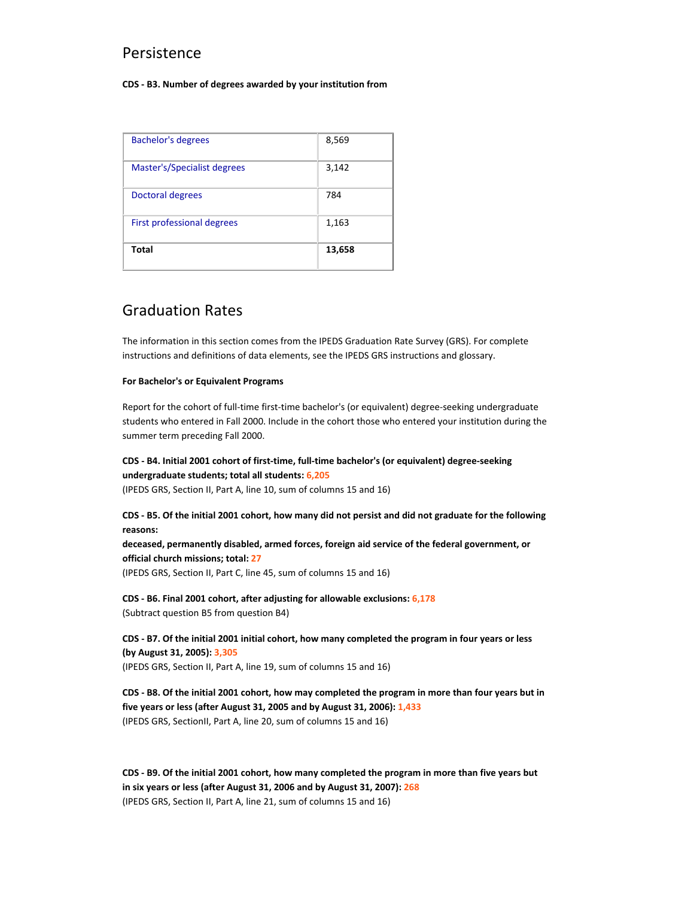## Persistence

**CDS - B3. Number of degrees awarded by your institution from**

| | |
|---|---|
| Bachelor's degrees | 8,569 |
| Master's/Specialist degrees | 3,142 |
| Doctoral degrees | 784 |
| First professional degrees | 1,163 |
| **Total** | **13,658** |

## Graduation Rates

The information in this section comes from the IPEDS Graduation Rate Survey (GRS). For complete instructions and definitions of data elements, see the IPEDS GRS instructions and glossary.

**For Bachelor's or Equivalent Programs**

Report for the cohort of full-time first-time bachelor's (or equivalent) degree-seeking undergraduate students who entered in Fall 2000. Include in the cohort those who entered your institution during the summer term preceding Fall 2000.

**CDS - B4. Initial 2001 cohort of first-time, full-time bachelor's (or equivalent) degree-seeking undergraduate students; total all students: 6,205**
(IPEDS GRS, Section II, Part A, line 10, sum of columns 15 and 16)

**CDS - B5. Of the initial 2001 cohort, how many did not persist and did not graduate for the following reasons:**
**deceased, permanently disabled, armed forces, foreign aid service of the federal government, or official church missions; total: 27**
(IPEDS GRS, Section II, Part C, line 45, sum of columns 15 and 16)

**CDS - B6. Final 2001 cohort, after adjusting for allowable exclusions: 6,178**
(Subtract question B5 from question B4)

**CDS - B7. Of the initial 2001 initial cohort, how many completed the program in four years or less (by August 31, 2005): 3,305**
(IPEDS GRS, Section II, Part A, line 19, sum of columns 15 and 16)

**CDS - B8. Of the initial 2001 cohort, how may completed the program in more than four years but in five years or less (after August 31, 2005 and by August 31, 2006): 1,433**
(IPEDS GRS, SectionII, Part A, line 20, sum of columns 15 and 16)

**CDS - B9. Of the initial 2001 cohort, how many completed the program in more than five years but in six years or less (after August 31, 2006 and by August 31, 2007): 268**
(IPEDS GRS, Section II, Part A, line 21, sum of columns 15 and 16)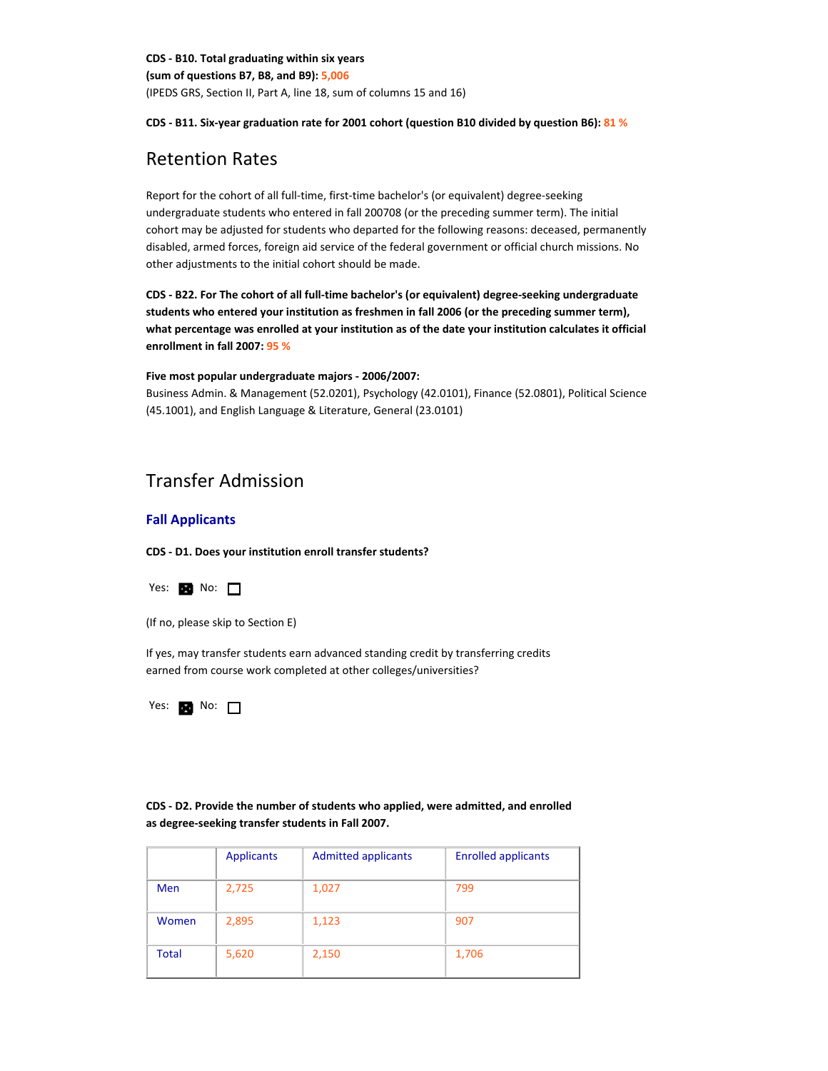**CDS - B10. Total graduating within six years (sum of questions B7, B8, and B9):** 5,006
(IPEDS GRS, Section II, Part A, line 18, sum of columns 15 and 16)

**CDS - B11. Six-year graduation rate for 2001 cohort (question B10 divided by question B6):** 81 %

## Retention Rates

Report for the cohort of all full-time, first-time bachelor's (or equivalent) degree-seeking undergraduate students who entered in fall 200708 (or the preceding summer term). The initial cohort may be adjusted for students who departed for the following reasons: deceased, permanently disabled, armed forces, foreign aid service of the federal government or official church missions. No other adjustments to the initial cohort should be made.

**CDS - B22. For The cohort of all full-time bachelor's (or equivalent) degree-seeking undergraduate students who entered your institution as freshmen in fall 2006 (or the preceding summer term), what percentage was enrolled at your institution as of the date your institution calculates it official enrollment in fall 2007:** 95 %

**Five most popular undergraduate majors - 2006/2007:**
Business Admin. & Management (52.0201), Psychology (42.0101), Finance (52.0801), Political Science (45.1001), and English Language & Literature, General (23.0101)

## Transfer Admission

### Fall Applicants

**CDS - D1. Does your institution enroll transfer students?**

Yes: ☒ No: ☐

(If no, please skip to Section E)

If yes, may transfer students earn advanced standing credit by transferring credits earned from course work completed at other colleges/universities?

Yes: ☒ No: ☐

**CDS - D2. Provide the number of students who applied, were admitted, and enrolled as degree-seeking transfer students in Fall 2007.**

| | Applicants | Admitted applicants | Enrolled applicants |
|---|---|---|---|
| Men | 2,725 | 1,027 | 799 |
| Women | 2,895 | 1,123 | 907 |
| Total | 5,620 | 2,150 | 1,706 |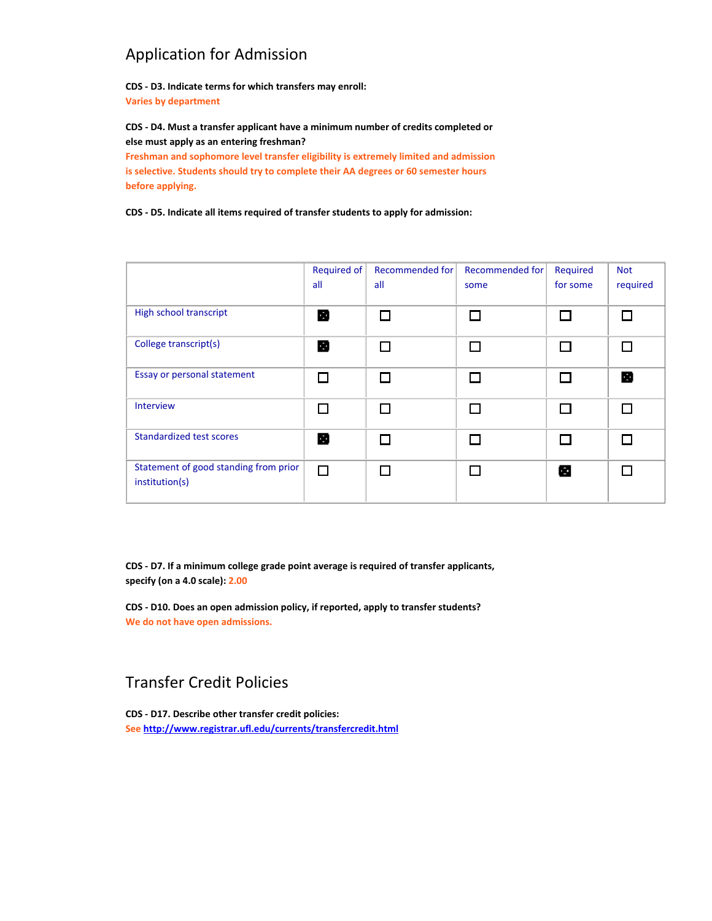## Application for Admission

**CDS - D3. Indicate terms for which transfers may enroll:**
Varies by department

**CDS - D4. Must a transfer applicant have a minimum number of credits completed or else must apply as an entering freshman?**
**Freshman and sophomore level transfer eligibility is extremely limited and admission is selective. Students should try to complete their AA degrees or 60 semester hours before applying.**

**CDS - D5. Indicate all items required of transfer students to apply for admission:**

| | Required of all | Recommended for all | Recommended for some | Required for some | Not required |
|---|---|---|---|---|---|
| High school transcript | ■ | □ | □ | □ | □ |
| College transcript(s) | ■ | □ | □ | □ | □ |
| Essay or personal statement | □ | □ | □ | □ | ■ |
| Interview | □ | □ | □ | □ | □ |
| Standardized test scores | ■ | □ | □ | □ | □ |
| Statement of good standing from prior institution(s) | □ | □ | □ | ■ | □ |

**CDS - D7. If a minimum college grade point average is required of transfer applicants, specify (on a 4.0 scale):** 2.00

**CDS - D10. Does an open admission policy, if reported, apply to transfer students?**
We do not have open admissions.

## Transfer Credit Policies

**CDS - D17. Describe other transfer credit policies:**
See http://www.registrar.ufl.edu/currents/transfercredit.html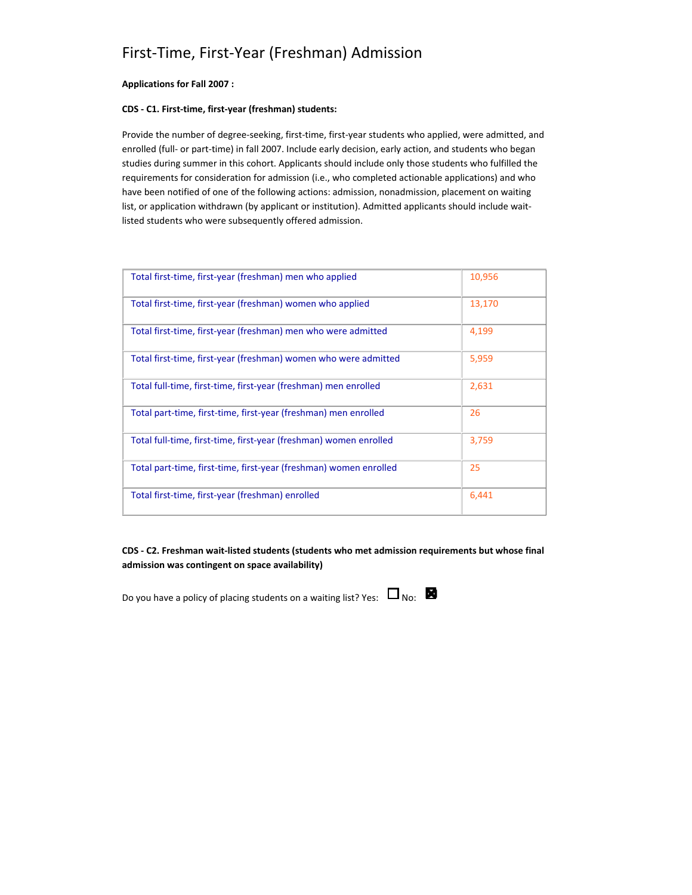# First-Time, First-Year (Freshman) Admission

**Applications for Fall 2007 :**

**CDS - C1. First-time, first-year (freshman) students:**

Provide the number of degree-seeking, first-time, first-year students who applied, were admitted, and enrolled (full- or part-time) in fall 2007. Include early decision, early action, and students who began studies during summer in this cohort. Applicants should include only those students who fulfilled the requirements for consideration for admission (i.e., who completed actionable applications) and who have been notified of one of the following actions: admission, nonadmission, placement on waiting list, or application withdrawn (by applicant or institution). Admitted applicants should include wait-listed students who were subsequently offered admission.

| | |
|---|---|
| Total first-time, first-year (freshman) men who applied | 10,956 |
| Total first-time, first-year (freshman) women who applied | 13,170 |
| Total first-time, first-year (freshman) men who were admitted | 4,199 |
| Total first-time, first-year (freshman) women who were admitted | 5,959 |
| Total full-time, first-time, first-year (freshman) men enrolled | 2,631 |
| Total part-time, first-time, first-year (freshman) men enrolled | 26 |
| Total full-time, first-time, first-year (freshman) women enrolled | 3,759 |
| Total part-time, first-time, first-year (freshman) women enrolled | 25 |
| Total first-time, first-year (freshman) enrolled | 6,441 |

**CDS - C2. Freshman wait-listed students (students who met admission requirements but whose final admission was contingent on space availability)**

Do you have a policy of placing students on a waiting list? Yes: ☐ No: ☒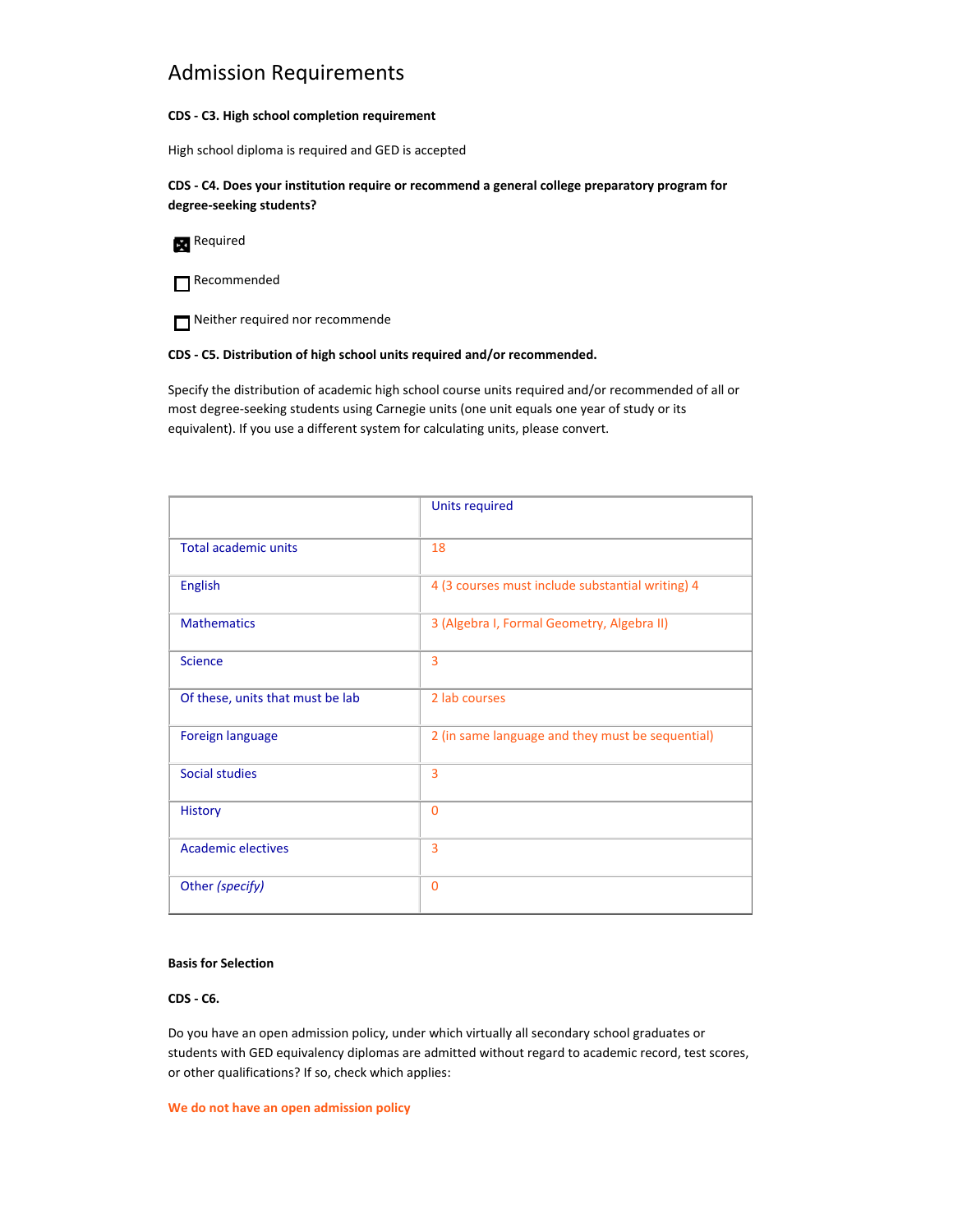# Admission Requirements

**CDS - C3. High school completion requirement**

High school diploma is required and GED is accepted

**CDS - C4. Does your institution require or recommend a general college preparatory program for degree-seeking students?**

- [x] Required
- [ ] Recommended
- [ ] Neither required nor recommende

**CDS - C5. Distribution of high school units required and/or recommended.**

Specify the distribution of academic high school course units required and/or recommended of all or most degree-seeking students using Carnegie units (one unit equals one year of study or its equivalent). If you use a different system for calculating units, please convert.

| | Units required |
|---|---|
| Total academic units | 18 |
| English | 4 (3 courses must include substantial writing) 4 |
| Mathematics | 3 (Algebra I, Formal Geometry, Algebra II) |
| Science | 3 |
| Of these, units that must be lab | 2 lab courses |
| Foreign language | 2 (in same language and they must be sequential) |
| Social studies | 3 |
| History | 0 |
| Academic electives | 3 |
| Other *(specify)* | 0 |

**Basis for Selection**

**CDS - C6.**

Do you have an open admission policy, under which virtually all secondary school graduates or students with GED equivalency diplomas are admitted without regard to academic record, test scores, or other qualifications? If so, check which applies:

**We do not have an open admission policy**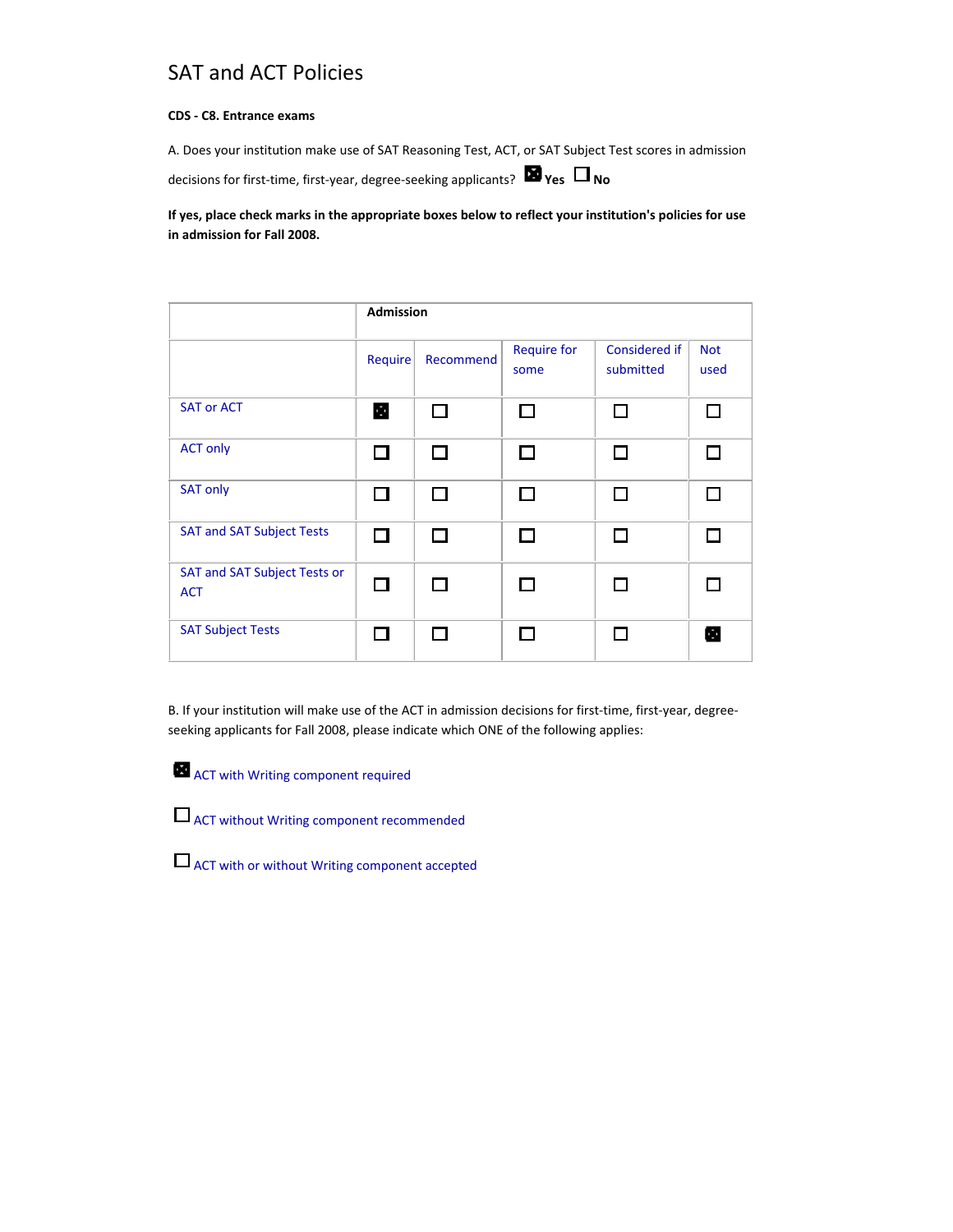# SAT and ACT Policies

**CDS - C8. Entrance exams**

A. Does your institution make use of SAT Reasoning Test, ACT, or SAT Subject Test scores in admission decisions for first-time, first-year, degree-seeking applicants? ☒ **Yes** ☐ **No**

**If yes, place check marks in the appropriate boxes below to reflect your institution's policies for use in admission for Fall 2008.**

| | Admission | | | | |
|---|---|---|---|---|---|
| | Require | Recommend | Require for some | Considered if submitted | Not used |
| SAT or ACT | ☒ | ☐ | ☐ | ☐ | ☐ |
| ACT only | ☐ | ☐ | ☐ | ☐ | ☐ |
| SAT only | ☐ | ☐ | ☐ | ☐ | ☐ |
| SAT and SAT Subject Tests | ☐ | ☐ | ☐ | ☐ | ☐ |
| SAT and SAT Subject Tests or ACT | ☐ | ☐ | ☐ | ☐ | ☐ |
| SAT Subject Tests | ☐ | ☐ | ☐ | ☐ | ☒ |

B. If your institution will make use of the ACT in admission decisions for first-time, first-year, degree-seeking applicants for Fall 2008, please indicate which ONE of the following applies:

☒ ACT with Writing component required

☐ ACT without Writing component recommended

☐ ACT with or without Writing component accepted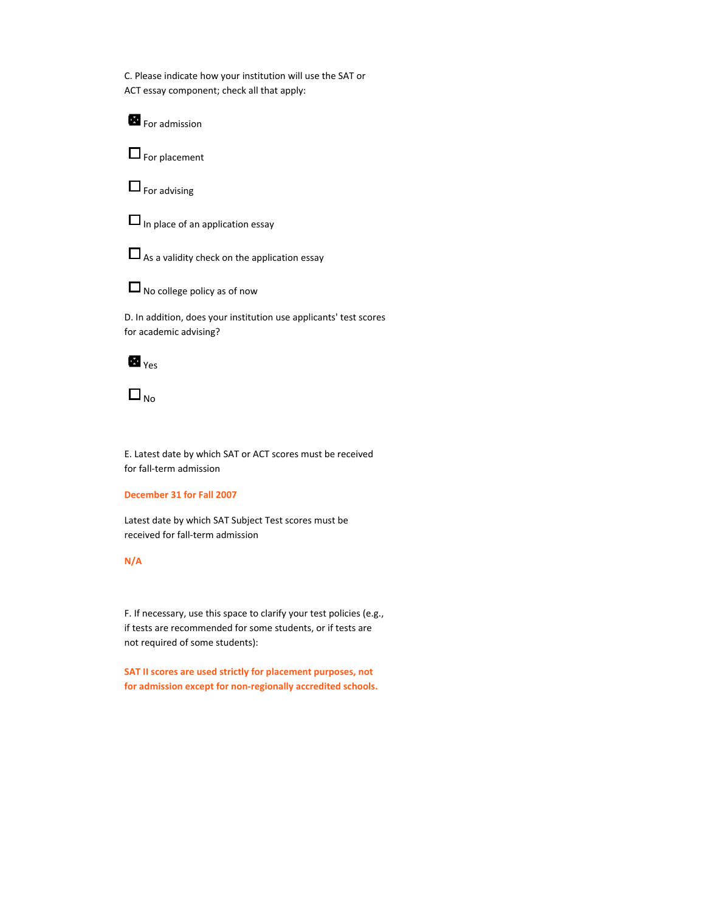C. Please indicate how your institution will use the SAT or ACT essay component; check all that apply:

- [x] For admission
- [ ] For placement
- [ ] For advising
- [ ] In place of an application essay
- [ ] As a validity check on the application essay
- [ ] No college policy as of now

D. In addition, does your institution use applicants' test scores for academic advising?

- [x] Yes
- [ ] No

E. Latest date by which SAT or ACT scores must be received for fall-term admission

**December 31 for Fall 2007**

Latest date by which SAT Subject Test scores must be received for fall-term admission

**N/A**

F. If necessary, use this space to clarify your test policies (e.g., if tests are recommended for some students, or if tests are not required of some students):

**SAT II scores are used strictly for placement purposes, not for admission except for non-regionally accredited schools.**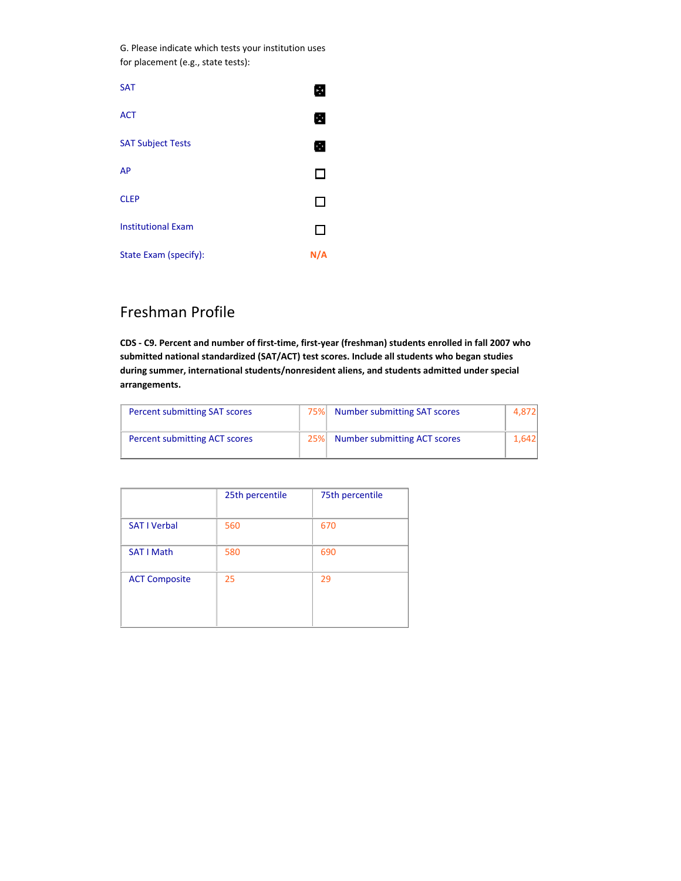G. Please indicate which tests your institution uses for placement (e.g., state tests):

| | |
|---|---|
| SAT | ☒ |
| ACT | ☒ |
| SAT Subject Tests | ☒ |
| AP | ☐ |
| CLEP | ☐ |
| Institutional Exam | ☐ |
| State Exam (specify): | N/A |

## Freshman Profile

**CDS - C9. Percent and number of first-time, first-year (freshman) students enrolled in fall 2007 who submitted national standardized (SAT/ACT) test scores. Include all students who began studies during summer, international students/nonresident aliens, and students admitted under special arrangements.**

| | | | |
|---|---|---|---|
| Percent submitting SAT scores | 75% | Number submitting SAT scores | 4,872 |
| Percent submitting ACT scores | 25% | Number submitting ACT scores | 1,642 |

| | 25th percentile | 75th percentile |
|---|---|---|
| SAT I Verbal | 560 | 670 |
| SAT I Math | 580 | 690 |
| ACT Composite | 25 | 29 |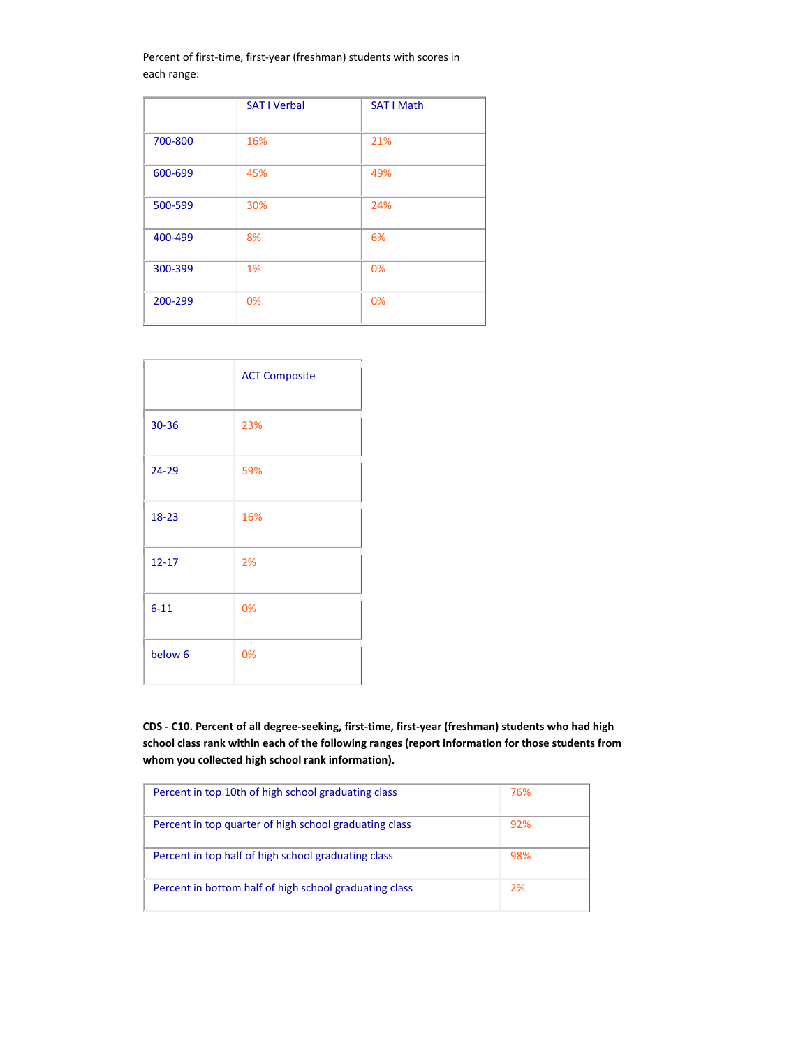Percent of first-time, first-year (freshman) students with scores in each range:

| | SAT I Verbal | SAT I Math |
|---|---|---|
| 700-800 | 16% | 21% |
| 600-699 | 45% | 49% |
| 500-599 | 30% | 24% |
| 400-499 | 8% | 6% |
| 300-399 | 1% | 0% |
| 200-299 | 0% | 0% |

| | ACT Composite |
|---|---|
| 30-36 | 23% |
| 24-29 | 59% |
| 18-23 | 16% |
| 12-17 | 2% |
| 6-11 | 0% |
| below 6 | 0% |

**CDS - C10. Percent of all degree-seeking, first-time, first-year (freshman) students who had high school class rank within each of the following ranges (report information for those students from whom you collected high school rank information).**

| | |
|---|---|
| Percent in top 10th of high school graduating class | 76% |
| Percent in top quarter of high school graduating class | 92% |
| Percent in top half of high school graduating class | 98% |
| Percent in bottom half of high school graduating class | 2% |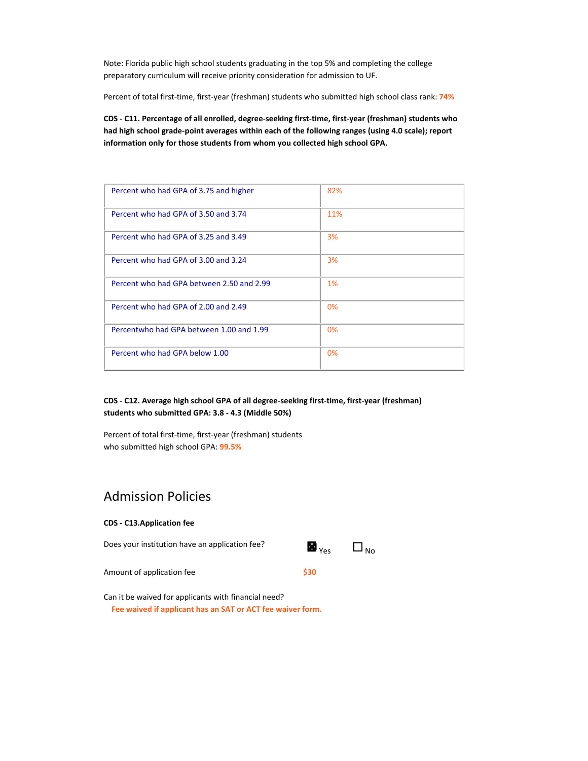Note: Florida public high school students graduating in the top 5% and completing the college preparatory curriculum will receive priority consideration for admission to UF.

Percent of total first-time, first-year (freshman) students who submitted high school class rank: 74%

**CDS - C11. Percentage of all enrolled, degree-seeking first-time, first-year (freshman) students who had high school grade-point averages within each of the following ranges (using 4.0 scale); report information only for those students from whom you collected high school GPA.**

| | |
|---|---|
| Percent who had GPA of 3.75 and higher | 82% |
| Percent who had GPA of 3.50 and 3.74 | 11% |
| Percent who had GPA of 3.25 and 3.49 | 3% |
| Percent who had GPA of 3.00 and 3.24 | 3% |
| Percent who had GPA between 2.50 and 2.99 | 1% |
| Percent who had GPA of 2.00 and 2.49 | 0% |
| Percentwho had GPA between 1.00 and 1.99 | 0% |
| Percent who had GPA below 1.00 | 0% |

**CDS - C12. Average high school GPA of all degree-seeking first-time, first-year (freshman) students who submitted GPA: 3.8 - 4.3 (Middle 50%)**

Percent of total first-time, first-year (freshman) students who submitted high school GPA: **99.5%**

## Admission Policies

**CDS - C13.Application fee**

Does your institution have an application fee? ☒ Yes ☐ No

Amount of application fee **$30**

Can it be waived for applicants with financial need?

**Fee waived if applicant has an SAT or ACT fee waiver form.**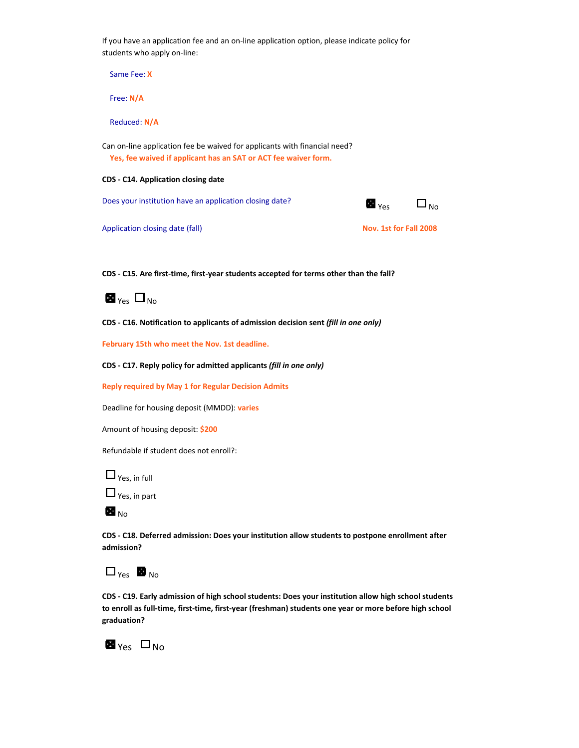If you have an application fee and an on-line application option, please indicate policy for students who apply on-line:

Same Fee: **X**

Free: **N/A**

Reduced: **N/A**

Can on-line application fee be waived for applicants with financial need?

**Yes, fee waived if applicant has an SAT or ACT fee waiver form.**

**CDS - C14. Application closing date**

Does your institution have an application closing date? ☒ Yes ☐ No

Application closing date (fall) **Nov. 1st for Fall 2008**

**CDS - C15. Are first-time, first-year students accepted for terms other than the fall?**

☒ Yes ☐ No

**CDS - C16. Notification to applicants of admission decision sent** ***(fill in one only)***

**February 15th who meet the Nov. 1st deadline.**

**CDS - C17. Reply policy for admitted applicants** ***(fill in one only)***

**Reply required by May 1 for Regular Decision Admits**

Deadline for housing deposit (MMDD): **varies**

Amount of housing deposit: **$200**

Refundable if student does not enroll?:

☐ Yes, in full

☐ Yes, in part

☒ No

**CDS - C18. Deferred admission: Does your institution allow students to postpone enrollment after admission?**

☐ Yes ☒ No

**CDS - C19. Early admission of high school students: Does your institution allow high school students to enroll as full-time, first-time, first-year (freshman) students one year or more before high school graduation?**

☒ Yes ☐ No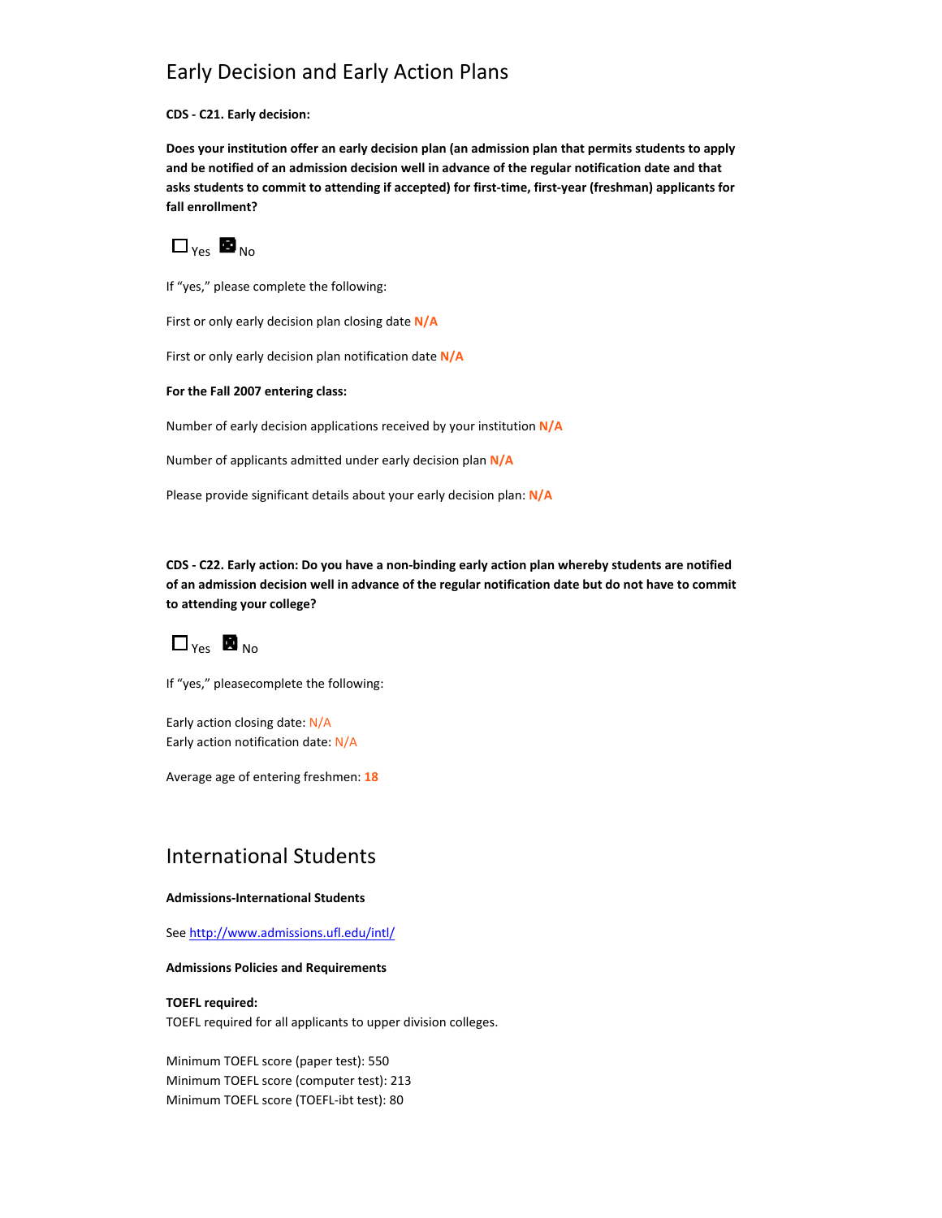# Early Decision and Early Action Plans

**CDS - C21. Early decision:**

**Does your institution offer an early decision plan (an admission plan that permits students to apply and be notified of an admission decision well in advance of the regular notification date and that asks students to commit to attending if accepted) for first-time, first-year (freshman) applicants for fall enrollment?**

☐ Yes ☒ No

If "yes," please complete the following:

First or only early decision plan closing date **N/A**

First or only early decision plan notification date **N/A**

**For the Fall 2007 entering class:**

Number of early decision applications received by your institution **N/A**

Number of applicants admitted under early decision plan **N/A**

Please provide significant details about your early decision plan: **N/A**

**CDS - C22. Early action: Do you have a non-binding early action plan whereby students are notified of an admission decision well in advance of the regular notification date but do not have to commit to attending your college?**

☐ Yes ☒ No

If "yes," pleasecomplete the following:

Early action closing date: N/A
Early action notification date: N/A

Average age of entering freshmen: **18**

# International Students

**Admissions-International Students**

See http://www.admissions.ufl.edu/intl/

**Admissions Policies and Requirements**

**TOEFL required:**
TOEFL required for all applicants to upper division colleges.

Minimum TOEFL score (paper test): 550
Minimum TOEFL score (computer test): 213
Minimum TOEFL score (TOEFL-ibt test): 80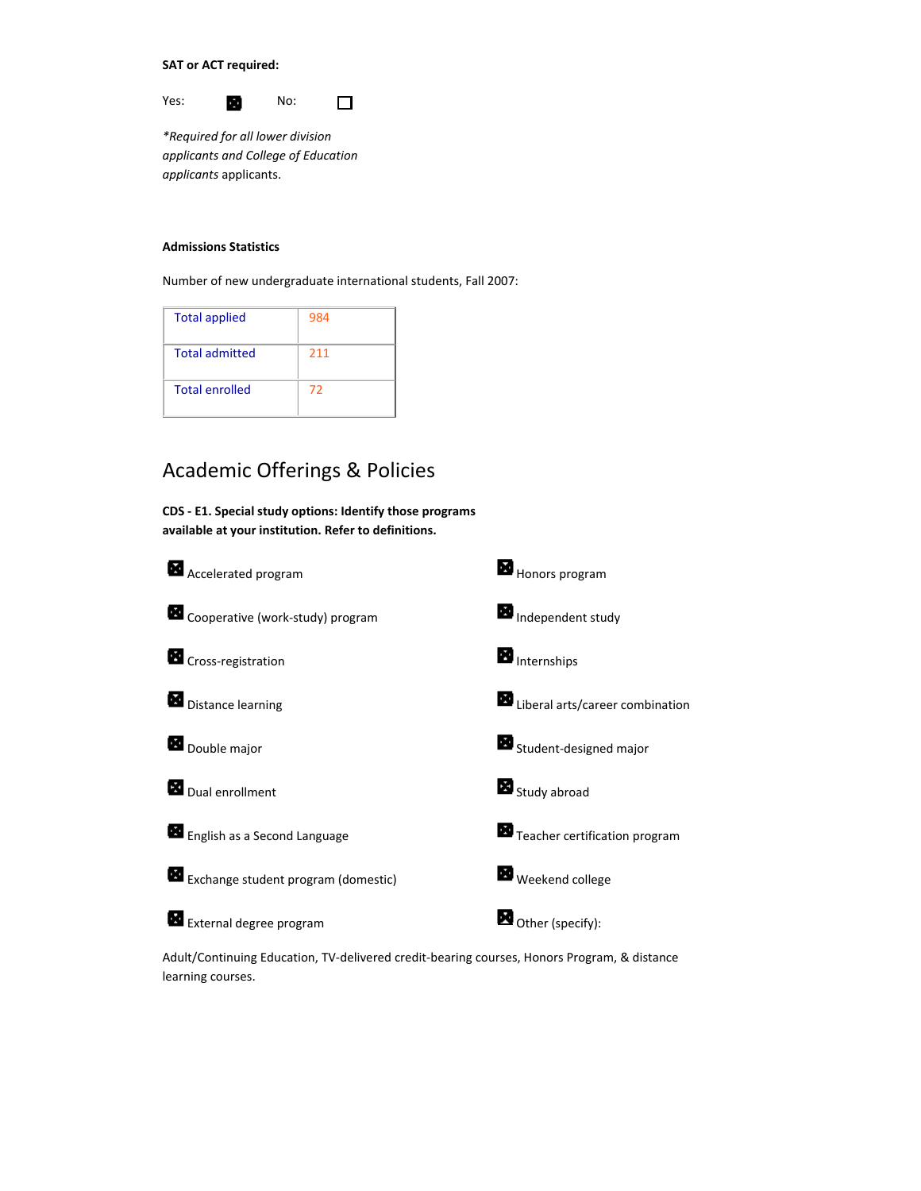**SAT or ACT required:**

Yes: ☒ No: ☐

*\*Required for all lower division applicants and College of Education applicants* applicants.

**Admissions Statistics**

Number of new undergraduate international students, Fall 2007:

| | |
|---|---|
| Total applied | 984 |
| Total admitted | 211 |
| Total enrolled | 72 |

## Academic Offerings & Policies

**CDS - E1. Special study options: Identify those programs available at your institution. Refer to definitions.**

- ☒ Accelerated program
- ☒ Cooperative (work-study) program
- ☒ Cross-registration
- ☒ Distance learning
- ☒ Double major
- ☒ Dual enrollment
- ☒ English as a Second Language
- ☒ Exchange student program (domestic)
- ☒ External degree program
- ☒ Honors program
- ☒ Independent study
- ☒ Internships
- ☒ Liberal arts/career combination
- ☒ Student-designed major
- ☒ Study abroad
- ☒ Teacher certification program
- ☒ Weekend college
- ☒ Other (specify):

Adult/Continuing Education, TV-delivered credit-bearing courses, Honors Program, & distance learning courses.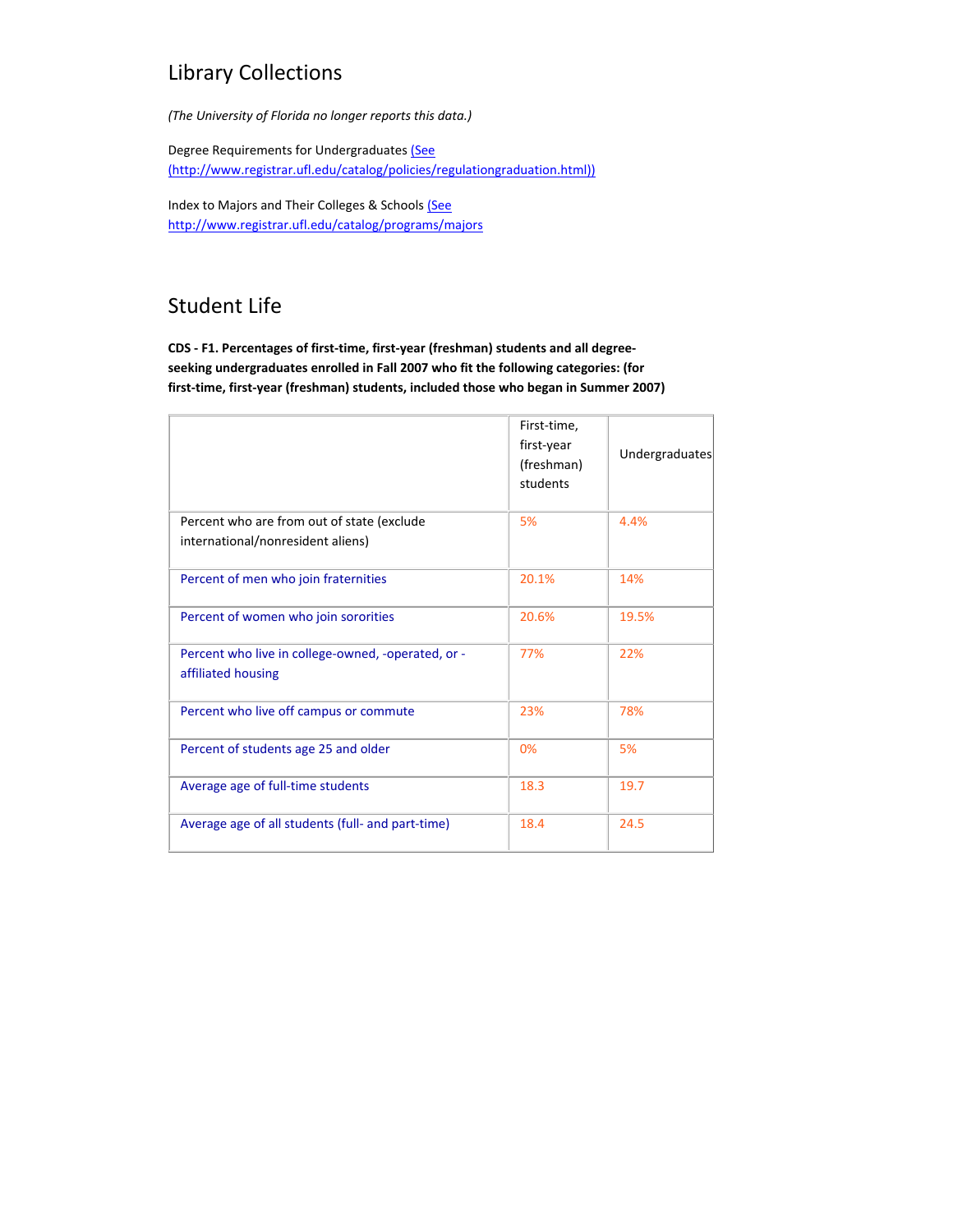## Library Collections

*(The University of Florida no longer reports this data.)*

Degree Requirements for Undergraduates (See (http://www.registrar.ufl.edu/catalog/policies/regulationgraduation.html))

Index to Majors and Their Colleges & Schools (See http://www.registrar.ufl.edu/catalog/programs/majors

## Student Life

**CDS - F1. Percentages of first-time, first-year (freshman) students and all degree-seeking undergraduates enrolled in Fall 2007 who fit the following categories: (for first-time, first-year (freshman) students, included those who began in Summer 2007)**

| | First-time, first-year (freshman) students | Undergraduates |
|---|---|---|
| Percent who are from out of state (exclude international/nonresident aliens) | 5% | 4.4% |
| Percent of men who join fraternities | 20.1% | 14% |
| Percent of women who join sororities | 20.6% | 19.5% |
| Percent who live in college-owned, -operated, or -affiliated housing | 77% | 22% |
| Percent who live off campus or commute | 23% | 78% |
| Percent of students age 25 and older | 0% | 5% |
| Average age of full-time students | 18.3 | 19.7 |
| Average age of all students (full- and part-time) | 18.4 | 24.5 |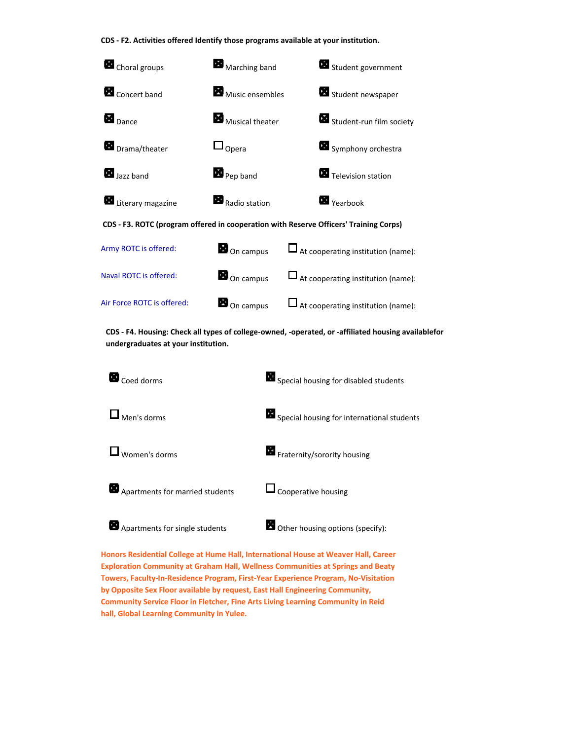**CDS - F2. Activities offered Identify those programs available at your institution.**

- [x] Choral groups
- [x] Marching band
- [x] Student government
- [x] Concert band
- [x] Music ensembles
- [x] Student newspaper
- [x] Dance
- [x] Musical theater
- [x] Student-run film society
- [x] Drama/theater
- [ ] Opera
- [x] Symphony orchestra
- [x] Jazz band
- [x] Pep band
- [x] Television station
- [x] Literary magazine
- [x] Radio station
- [x] Yearbook

**CDS - F3. ROTC (program offered in cooperation with Reserve Officers' Training Corps)**

| | | |
|---|---|---|
| Army ROTC is offered: | [x] On campus | [ ] At cooperating institution (name): |
| Naval ROTC is offered: | [x] On campus | [ ] At cooperating institution (name): |
| Air Force ROTC is offered: | [x] On campus | [ ] At cooperating institution (name): |

**CDS - F4. Housing: Check all types of college-owned, -operated, or -affiliated housing availablefor undergraduates at your institution.**

- [x] Coed dorms
- [x] Special housing for disabled students
- [ ] Men's dorms
- [x] Special housing for international students
- [ ] Women's dorms
- [x] Fraternity/sorority housing
- [x] Apartments for married students
- [ ] Cooperative housing
- [x] Apartments for single students
- [x] Other housing options (specify):

**Honors Residential College at Hume Hall, International House at Weaver Hall, Career Exploration Community at Graham Hall, Wellness Communities at Springs and Beaty Towers, Faculty-In-Residence Program, First-Year Experience Program, No-Visitation by Opposite Sex Floor available by request, East Hall Engineering Community, Community Service Floor in Fletcher, Fine Arts Living Learning Community in Reid hall, Global Learning Community in Yulee.**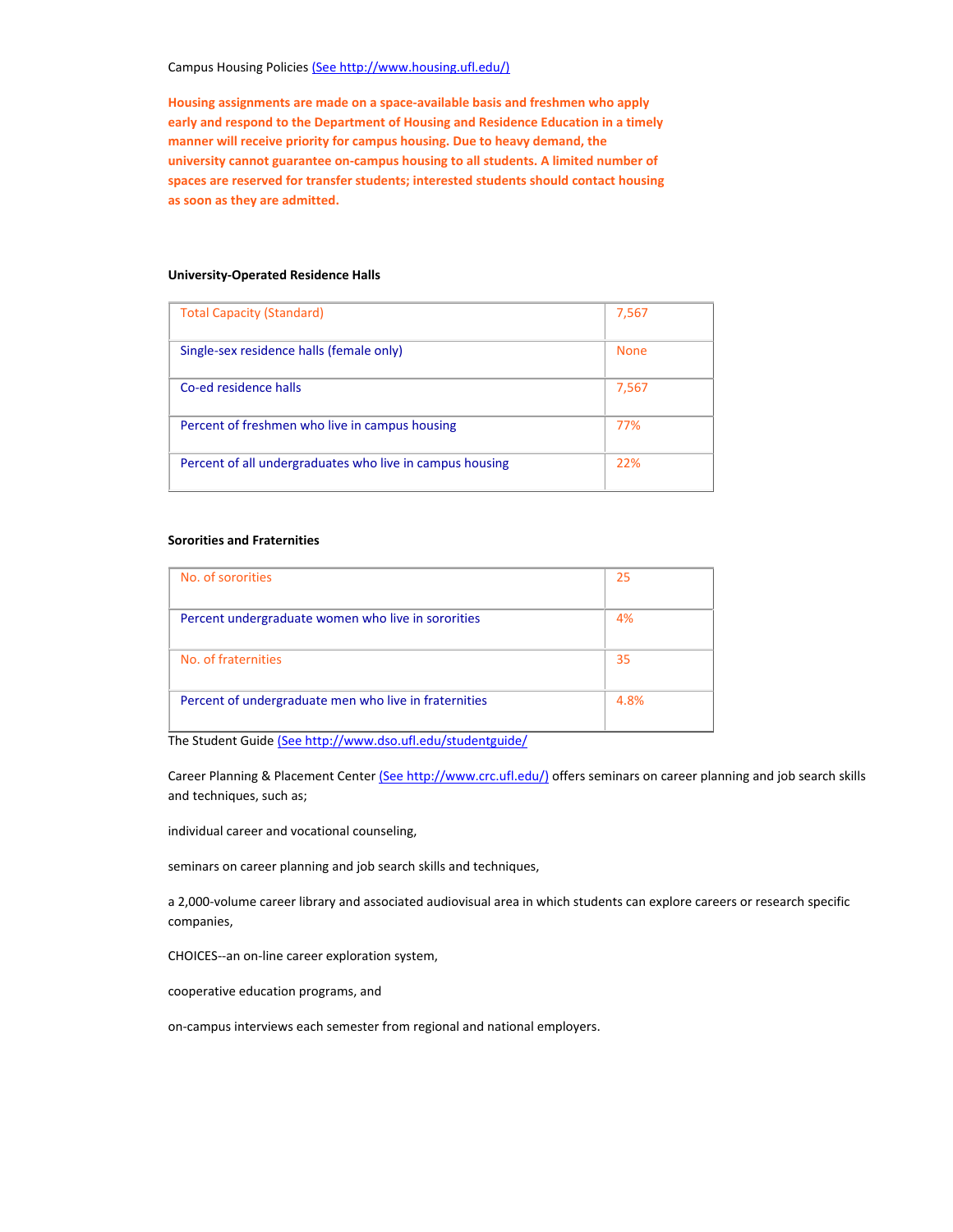Campus Housing Policies (See http://www.housing.ufl.edu/)

**Housing assignments are made on a space-available basis and freshmen who apply early and respond to the Department of Housing and Residence Education in a timely manner will receive priority for campus housing. Due to heavy demand, the university cannot guarantee on-campus housing to all students. A limited number of spaces are reserved for transfer students; interested students should contact housing as soon as they are admitted.**

**University-Operated Residence Halls**

| | |
|---|---|
| Total Capacity (Standard) | 7,567 |
| Single-sex residence halls (female only) | None |
| Co-ed residence halls | 7,567 |
| Percent of freshmen who live in campus housing | 77% |
| Percent of all undergraduates who live in campus housing | 22% |

**Sororities and Fraternities**

| | |
|---|---|
| No. of sororities | 25 |
| Percent undergraduate women who live in sororities | 4% |
| No. of fraternities | 35 |
| Percent of undergraduate men who live in fraternities | 4.8% |

The Student Guide (See http://www.dso.ufl.edu/studentguide/

Career Planning & Placement Center (See http://www.crc.ufl.edu/) offers seminars on career planning and job search skills and techniques, such as;

individual career and vocational counseling,

seminars on career planning and job search skills and techniques,

a 2,000-volume career library and associated audiovisual area in which students can explore careers or research specific companies,

CHOICES--an on-line career exploration system,

cooperative education programs, and

on-campus interviews each semester from regional and national employers.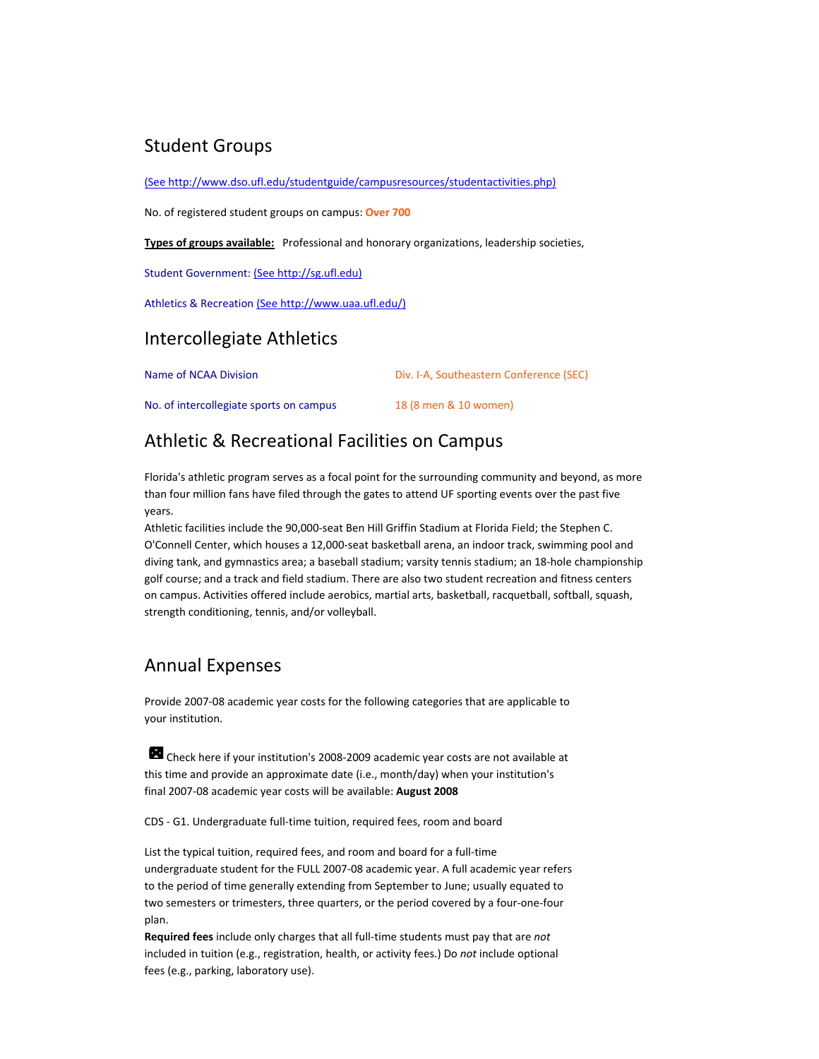## Student Groups

(See http://www.dso.ufl.edu/studentguide/campusresources/studentactivities.php)

No. of registered student groups on campus: **Over 700**

**Types of groups available:** Professional and honorary organizations, leadership societies,

Student Government: (See http://sg.ufl.edu)

Athletics & Recreation (See http://www.uaa.ufl.edu/)

## Intercollegiate Athletics

| | |
|---|---|
| Name of NCAA Division | Div. I-A, Southeastern Conference (SEC) |
| No. of intercollegiate sports on campus | 18 (8 men & 10 women) |

## Athletic & Recreational Facilities on Campus

Florida's athletic program serves as a focal point for the surrounding community and beyond, as more than four million fans have filed through the gates to attend UF sporting events over the past five years.
Athletic facilities include the 90,000-seat Ben Hill Griffin Stadium at Florida Field; the Stephen C. O'Connell Center, which houses a 12,000-seat basketball arena, an indoor track, swimming pool and diving tank, and gymnastics area; a baseball stadium; varsity tennis stadium; an 18-hole championship golf course; and a track and field stadium. There are also two student recreation and fitness centers on campus. Activities offered include aerobics, martial arts, basketball, racquetball, softball, squash, strength conditioning, tennis, and/or volleyball.

## Annual Expenses

Provide 2007-08 academic year costs for the following categories that are applicable to your institution.

☒ Check here if your institution's 2008-2009 academic year costs are not available at this time and provide an approximate date (i.e., month/day) when your institution's final 2007-08 academic year costs will be available: **August 2008**

CDS - G1. Undergraduate full-time tuition, required fees, room and board

List the typical tuition, required fees, and room and board for a full-time undergraduate student for the FULL 2007-08 academic year. A full academic year refers to the period of time generally extending from September to June; usually equated to two semesters or trimesters, three quarters, or the period covered by a four-one-four plan.
**Required fees** include only charges that all full-time students must pay that are *not* included in tuition (e.g., registration, health, or activity fees.) Do *not* include optional fees (e.g., parking, laboratory use).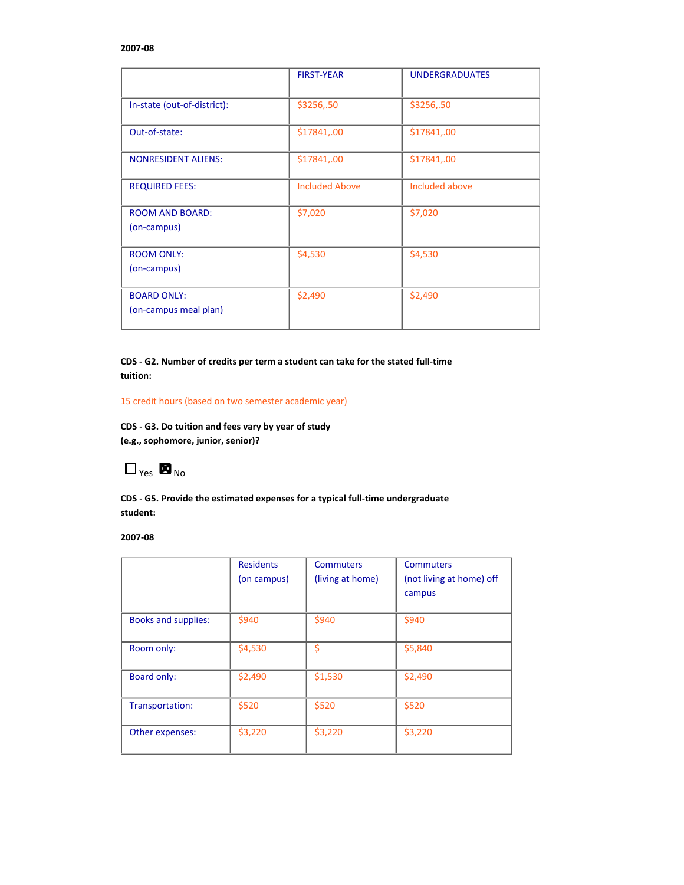**2007-08**

| | FIRST-YEAR | UNDERGRADUATES |
|---|---|---|
| In-state (out-of-district): | $3256,.50 | $3256,.50 |
| Out-of-state: | $17841,.00 | $17841,.00 |
| NONRESIDENT ALIENS: | $17841,.00 | $17841,.00 |
| REQUIRED FEES: | Included Above | Included above |
| ROOM AND BOARD: (on-campus) | $7,020 | $7,020 |
| ROOM ONLY: (on-campus) | $4,530 | $4,530 |
| BOARD ONLY: (on-campus meal plan) | $2,490 | $2,490 |

**CDS - G2. Number of credits per term a student can take for the stated full-time tuition:**

15 credit hours (based on two semester academic year)

**CDS - G3. Do tuition and fees vary by year of study (e.g., sophomore, junior, senior)?**

☐ Yes ☒ No

**CDS - G5. Provide the estimated expenses for a typical full-time undergraduate student:**

**2007-08**

| | Residents (on campus) | Commuters (living at home) | Commuters (not living at home) off campus |
|---|---|---|---|
| Books and supplies: | $940 | $940 | $940 |
| Room only: | $4,530 | $ | $5,840 |
| Board only: | $2,490 | $1,530 | $2,490 |
| Transportation: | $520 | $520 | $520 |
| Other expenses: | $3,220 | $3,220 | $3,220 |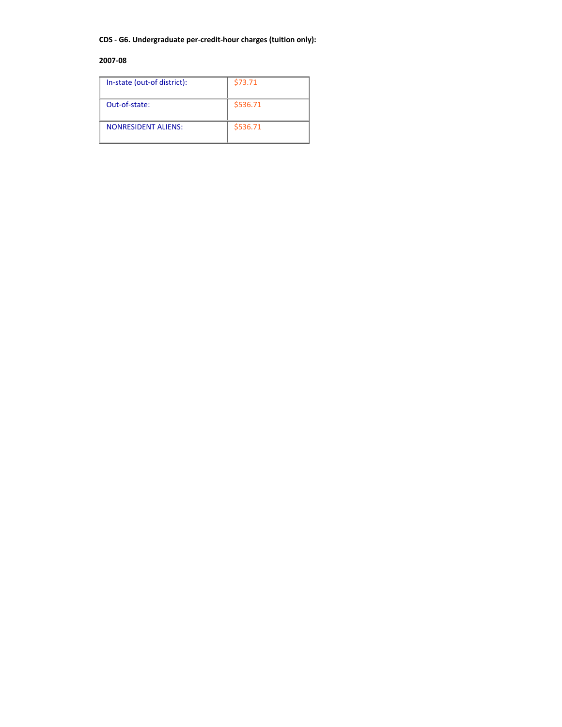**CDS - G6. Undergraduate per-credit-hour charges (tuition only):**

**2007-08**

| | |
|---|---|
| In-state (out-of district): | $73.71 |
| Out-of-state: | $536.71 |
| NONRESIDENT ALIENS: | $536.71 |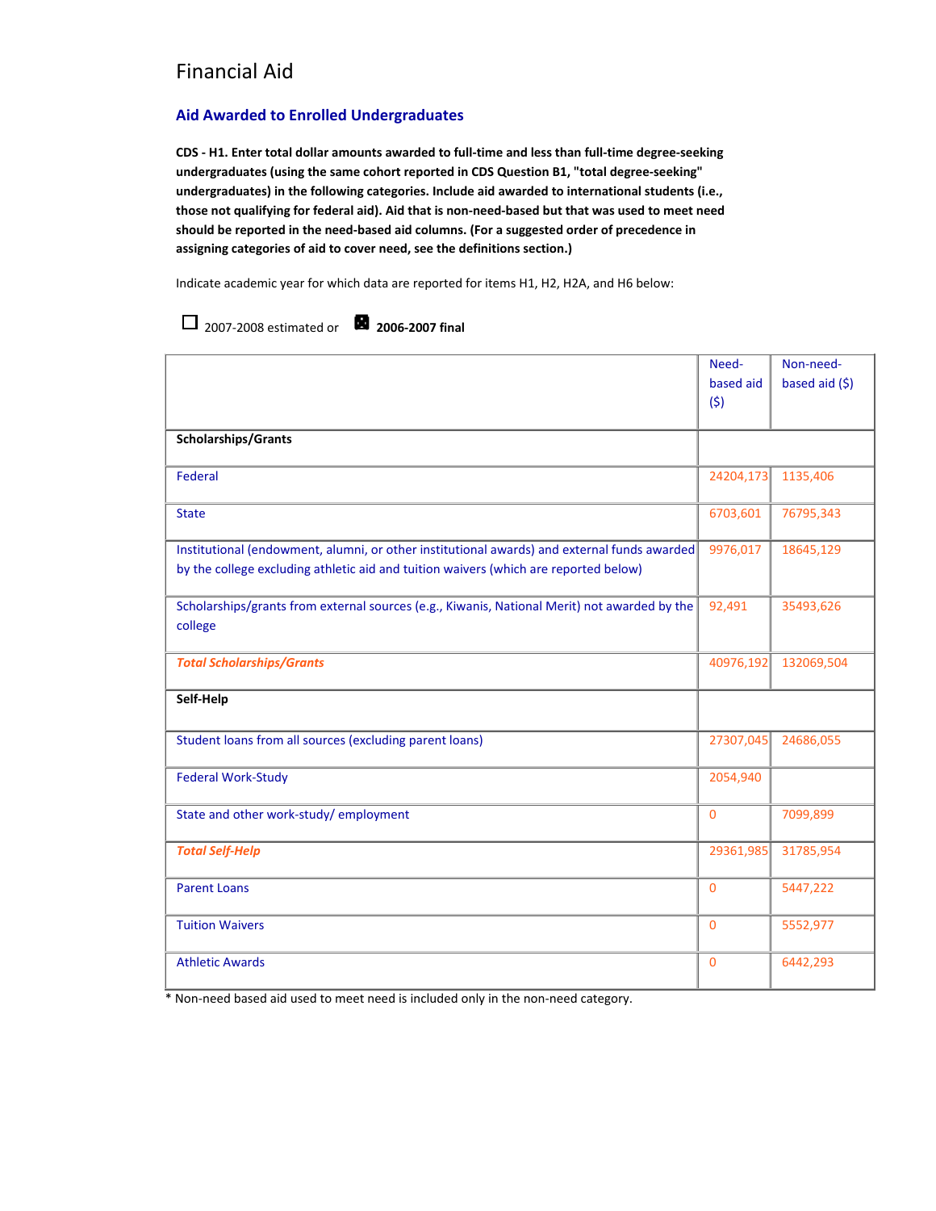# Financial Aid

## Aid Awarded to Enrolled Undergraduates

**CDS - H1. Enter total dollar amounts awarded to full-time and less than full-time degree-seeking undergraduates (using the same cohort reported in CDS Question B1, "total degree-seeking" undergraduates) in the following categories. Include aid awarded to international students (i.e., those not qualifying for federal aid). Aid that is non-need-based but that was used to meet need should be reported in the need-based aid columns. (For a suggested order of precedence in assigning categories of aid to cover need, see the definitions section.)**

Indicate academic year for which data are reported for items H1, H2, H2A, and H6 below:

☐ 2007-2008 estimated or ☒ **2006-2007 final**

| | Need-based aid ($) | Non-need-based aid ($) |
|---|---|---|
| **Scholarships/Grants** | | |
| Federal | 24204,173 | 1135,406 |
| State | 6703,601 | 76795,343 |
| Institutional (endowment, alumni, or other institutional awards) and external funds awarded by the college excluding athletic aid and tuition waivers (which are reported below) | 9976,017 | 18645,129 |
| Scholarships/grants from external sources (e.g., Kiwanis, National Merit) not awarded by the college | 92,491 | 35493,626 |
| ***Total Scholarships/Grants*** | 40976,192 | 132069,504 |
| **Self-Help** | | |
| Student loans from all sources (excluding parent loans) | 27307,045 | 24686,055 |
| Federal Work-Study | 2054,940 | |
| State and other work-study/ employment | 0 | 7099,899 |
| ***Total Self-Help*** | 29361,985 | 31785,954 |
| Parent Loans | 0 | 5447,222 |
| Tuition Waivers | 0 | 5552,977 |
| Athletic Awards | 0 | 6442,293 |

* Non-need based aid used to meet need is included only in the non-need category.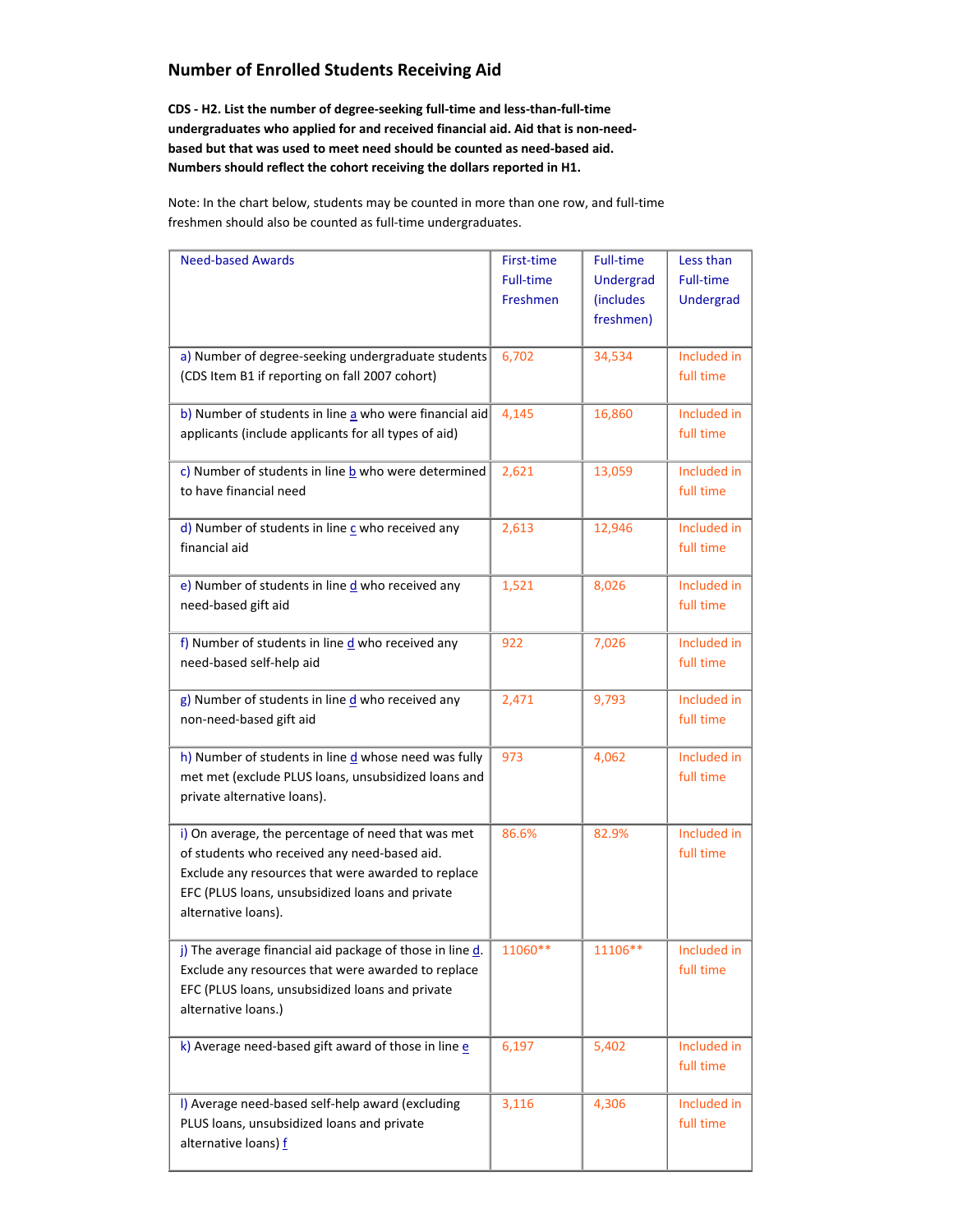## Number of Enrolled Students Receiving Aid

**CDS - H2. List the number of degree-seeking full-time and less-than-full-time undergraduates who applied for and received financial aid. Aid that is non-need-based but that was used to meet need should be counted as need-based aid. Numbers should reflect the cohort receiving the dollars reported in H1.**

Note: In the chart below, students may be counted in more than one row, and full-time freshmen should also be counted as full-time undergraduates.

| Need-based Awards | First-time Full-time Freshmen | Full-time Undergrad (includes freshmen) | Less than Full-time Undergrad |
|---|---|---|---|
| a) Number of degree-seeking undergraduate students (CDS Item B1 if reporting on fall 2007 cohort) | 6,702 | 34,534 | Included in full time |
| b) Number of students in line a who were financial aid applicants (include applicants for all types of aid) | 4,145 | 16,860 | Included in full time |
| c) Number of students in line b who were determined to have financial need | 2,621 | 13,059 | Included in full time |
| d) Number of students in line c who received any financial aid | 2,613 | 12,946 | Included in full time |
| e) Number of students in line d who received any need-based gift aid | 1,521 | 8,026 | Included in full time |
| f) Number of students in line d who received any need-based self-help aid | 922 | 7,026 | Included in full time |
| g) Number of students in line d who received any non-need-based gift aid | 2,471 | 9,793 | Included in full time |
| h) Number of students in line d whose need was fully met met (exclude PLUS loans, unsubsidized loans and private alternative loans). | 973 | 4,062 | Included in full time |
| i) On average, the percentage of need that was met of students who received any need-based aid. Exclude any resources that were awarded to replace EFC (PLUS loans, unsubsidized loans and private alternative loans). | 86.6% | 82.9% | Included in full time |
| j) The average financial aid package of those in line d. Exclude any resources that were awarded to replace EFC (PLUS loans, unsubsidized loans and private alternative loans.) | 11060** | 11106** | Included in full time |
| k) Average need-based gift award of those in line e | 6,197 | 5,402 | Included in full time |
| l) Average need-based self-help award (excluding PLUS loans, unsubsidized loans and private alternative loans) f | 3,116 | 4,306 | Included in full time |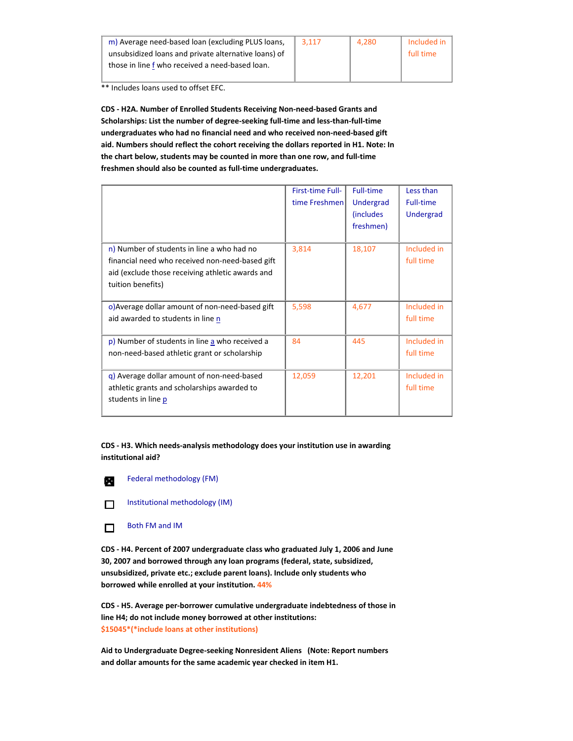| m) Average need-based loan (excluding PLUS loans, unsubsidized loans and private alternative loans) of those in line f who received a need-based loan. | 3,117 | 4,280 | Included in full time |
|---|---|---|---|

** Includes loans used to offset EFC.

**CDS - H2A. Number of Enrolled Students Receiving Non-need-based Grants and Scholarships: List the number of degree-seeking full-time and less-than-full-time undergraduates who had no financial need and who received non-need-based gift aid. Numbers should reflect the cohort receiving the dollars reported in H1. Note: In the chart below, students may be counted in more than one row, and full-time freshmen should also be counted as full-time undergraduates.**

| | First-time Full-time Freshmen | Full-time Undergrad (includes freshmen) | Less than Full-time Undergrad |
|---|---|---|---|
| n) Number of students in line a who had no financial need who received non-need-based gift aid (exclude those receiving athletic awards and tuition benefits) | 3,814 | 18,107 | Included in full time |
| o)Average dollar amount of non-need-based gift aid awarded to students in line n | 5,598 | 4,677 | Included in full time |
| p) Number of students in line a who received a non-need-based athletic grant or scholarship | 84 | 445 | Included in full time |
| q) Average dollar amount of non-need-based athletic grants and scholarships awarded to students in line p | 12,059 | 12,201 | Included in full time |

**CDS - H3. Which needs-analysis methodology does your institution use in awarding institutional aid?**

- [x] Federal methodology (FM)
- [ ] Institutional methodology (IM)
- [ ] Both FM and IM

**CDS - H4. Percent of 2007 undergraduate class who graduated July 1, 2006 and June 30, 2007 and borrowed through any loan programs (federal, state, subsidized, unsubsidized, private etc.; exclude parent loans). Include only students who borrowed while enrolled at your institution.** 44%

**CDS - H5. Average per-borrower cumulative undergraduate indebtedness of those in line H4; do not include money borrowed at other institutions:**
$15045*(*include loans at other institutions)

**Aid to Undergraduate Degree-seeking Nonresident Aliens (Note: Report numbers and dollar amounts for the same academic year checked in item H1.**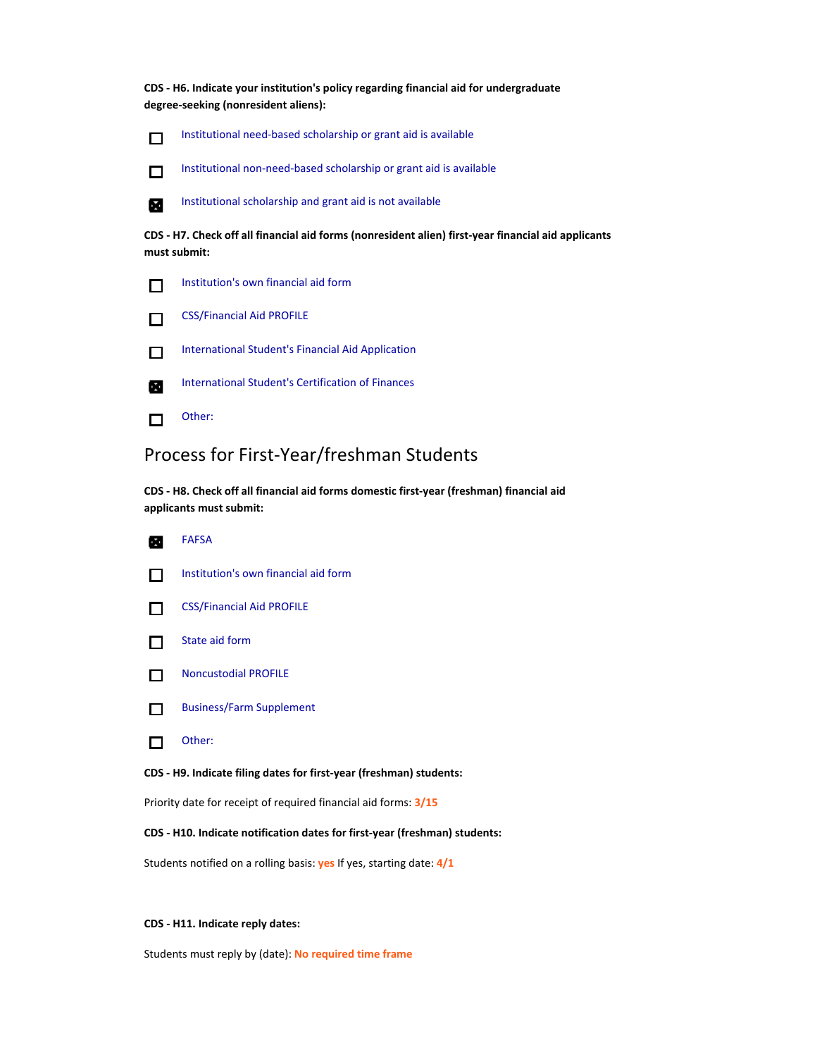**CDS - H6. Indicate your institution's policy regarding financial aid for undergraduate degree-seeking (nonresident aliens):**

- [ ] Institutional need-based scholarship or grant aid is available
- [ ] Institutional non-need-based scholarship or grant aid is available
- [x] Institutional scholarship and grant aid is not available

**CDS - H7. Check off all financial aid forms (nonresident alien) first-year financial aid applicants must submit:**

- [ ] Institution's own financial aid form
- [ ] CSS/Financial Aid PROFILE
- [ ] International Student's Financial Aid Application
- [x] International Student's Certification of Finances
- [ ] Other:

## Process for First-Year/freshman Students

**CDS - H8. Check off all financial aid forms domestic first-year (freshman) financial aid applicants must submit:**

- [x] FAFSA
- [ ] Institution's own financial aid form
- [ ] CSS/Financial Aid PROFILE
- [ ] State aid form
- [ ] Noncustodial PROFILE
- [ ] Business/Farm Supplement
- [ ] Other:

**CDS - H9. Indicate filing dates for first-year (freshman) students:**

Priority date for receipt of required financial aid forms: **3/15**

**CDS - H10. Indicate notification dates for first-year (freshman) students:**

Students notified on a rolling basis: **yes** If yes, starting date: **4/1**

**CDS - H11. Indicate reply dates:**

Students must reply by (date): **No required time frame**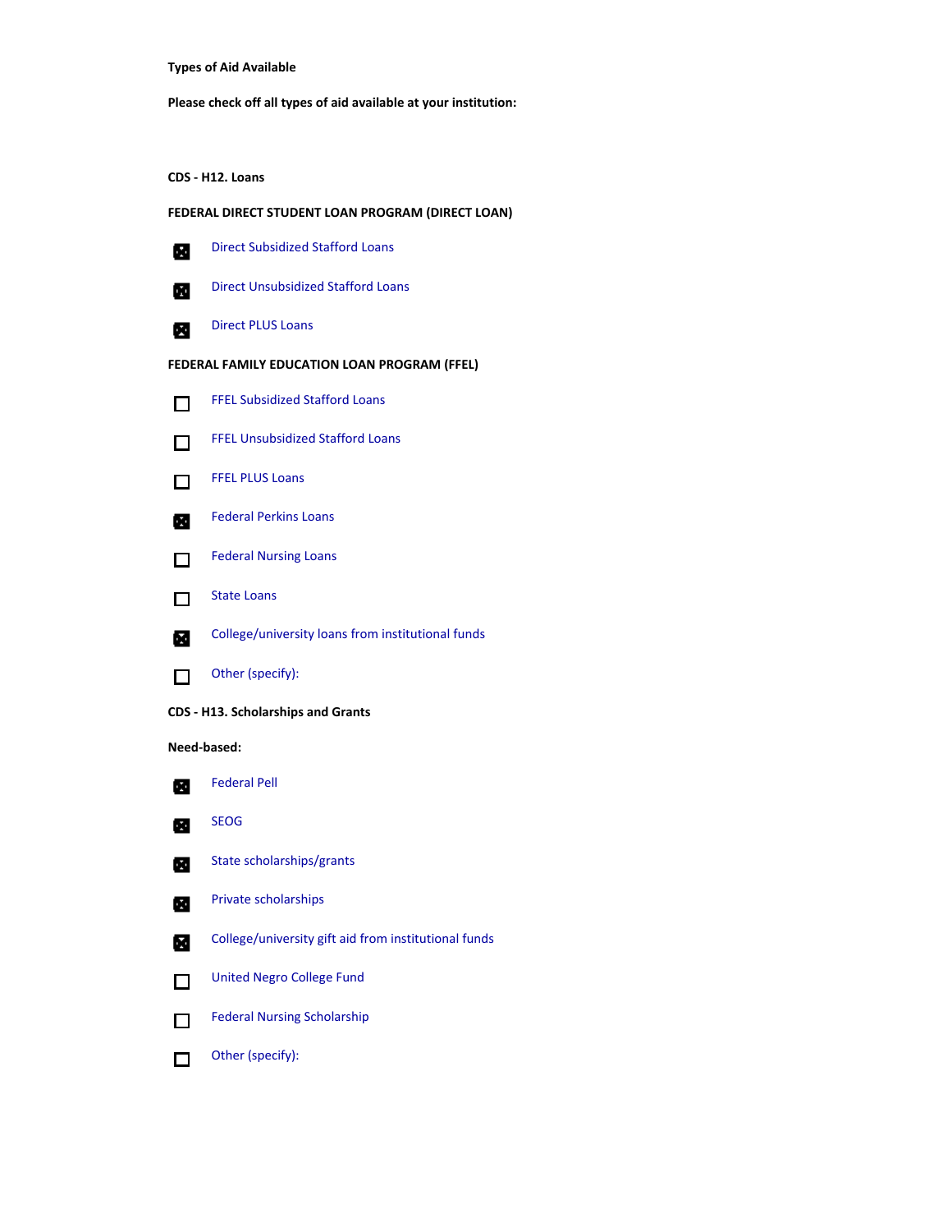**Types of Aid Available**

**Please check off all types of aid available at your institution:**

**CDS - H12. Loans**

**FEDERAL DIRECT STUDENT LOAN PROGRAM (DIRECT LOAN)**

- [x] Direct Subsidized Stafford Loans
- [x] Direct Unsubsidized Stafford Loans
- [x] Direct PLUS Loans

**FEDERAL FAMILY EDUCATION LOAN PROGRAM (FFEL)**

- [ ] FFEL Subsidized Stafford Loans
- [ ] FFEL Unsubsidized Stafford Loans
- [ ] FFEL PLUS Loans
- [x] Federal Perkins Loans
- [ ] Federal Nursing Loans
- [ ] State Loans
- [x] College/university loans from institutional funds
- [ ] Other (specify):

**CDS - H13. Scholarships and Grants**

**Need-based:**

- [x] Federal Pell
- [x] SEOG
- [x] State scholarships/grants
- [x] Private scholarships
- [x] College/university gift aid from institutional funds
- [ ] United Negro College Fund
- [ ] Federal Nursing Scholarship
- [ ] Other (specify):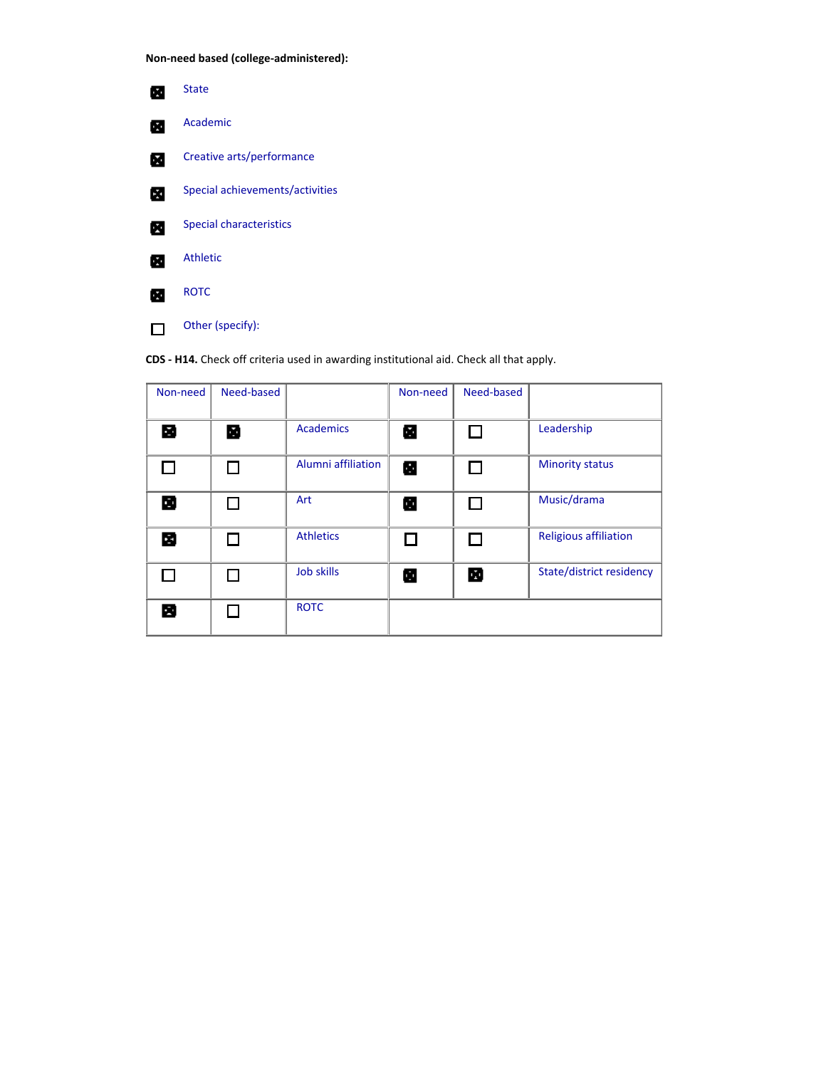**Non-need based (college-administered):**

- ☒ State
- ☒ Academic
- ☒ Creative arts/performance
- ☒ Special achievements/activities
- ☒ Special characteristics
- ☒ Athletic
- ☒ ROTC
- ☐ Other (specify):

**CDS - H14.** Check off criteria used in awarding institutional aid. Check all that apply.

| Non-need | Need-based | | Non-need | Need-based | |
|---|---|---|---|---|---|
| ☒ | ☒ | Academics | ☒ | ☐ | Leadership |
| ☐ | ☐ | Alumni affiliation | ☒ | ☐ | Minority status |
| ☒ | ☐ | Art | ☒ | ☐ | Music/drama |
| ☒ | ☐ | Athletics | ☐ | ☐ | Religious affiliation |
| ☐ | ☐ | Job skills | ☒ | ☒ | State/district residency |
| ☒ | ☐ | ROTC | | | |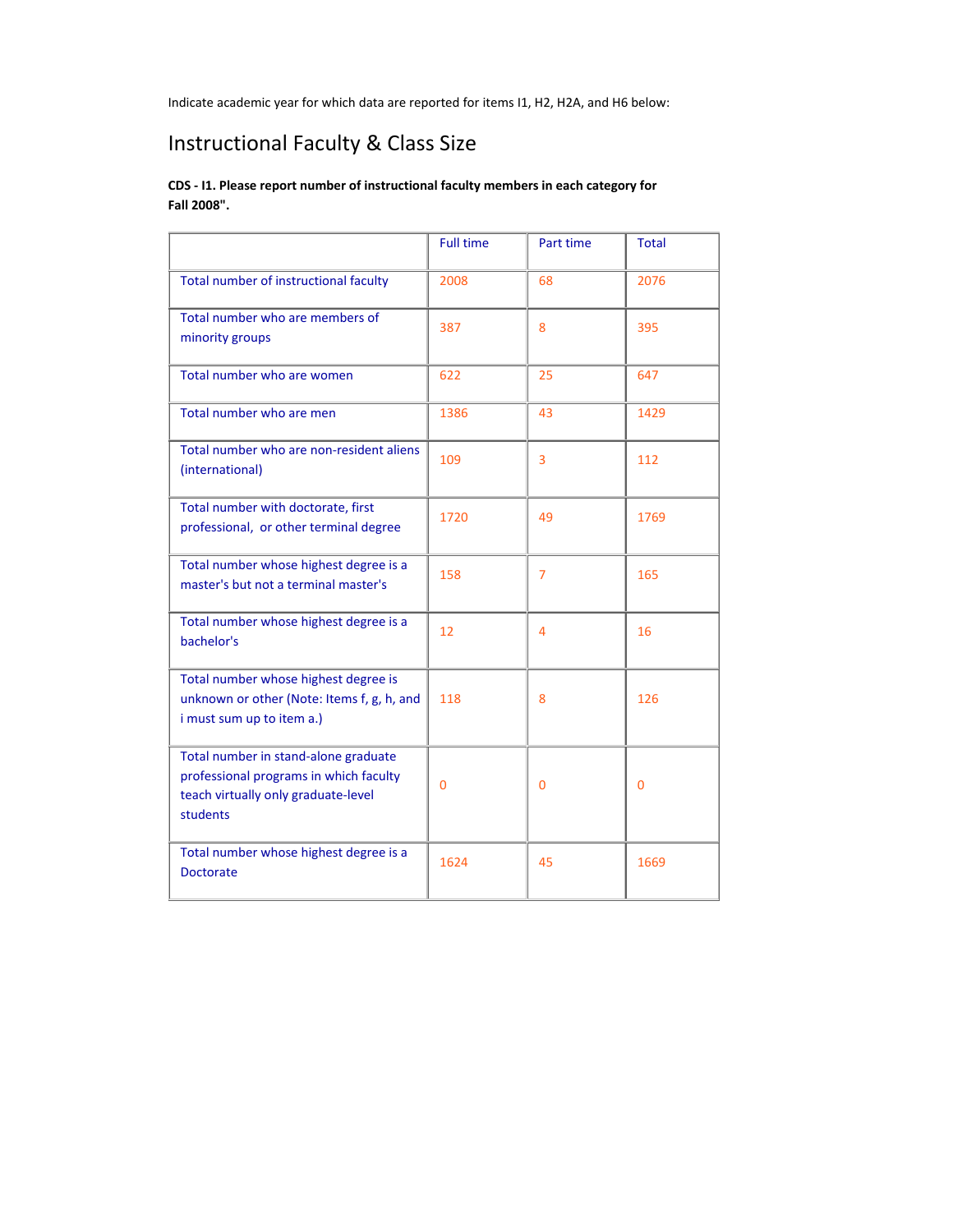Indicate academic year for which data are reported for items I1, H2, H2A, and H6 below:

## Instructional Faculty & Class Size

**CDS - I1. Please report number of instructional faculty members in each category for Fall 2008".**

| | Full time | Part time | Total |
|---|---|---|---|
| Total number of instructional faculty | 2008 | 68 | 2076 |
| Total number who are members of minority groups | 387 | 8 | 395 |
| Total number who are women | 622 | 25 | 647 |
| Total number who are men | 1386 | 43 | 1429 |
| Total number who are non-resident aliens (international) | 109 | 3 | 112 |
| Total number with doctorate, first professional, or other terminal degree | 1720 | 49 | 1769 |
| Total number whose highest degree is a master's but not a terminal master's | 158 | 7 | 165 |
| Total number whose highest degree is a bachelor's | 12 | 4 | 16 |
| Total number whose highest degree is unknown or other (Note: Items f, g, h, and i must sum up to item a.) | 118 | 8 | 126 |
| Total number in stand-alone graduate professional programs in which faculty teach virtually only graduate-level students | 0 | 0 | 0 |
| Total number whose highest degree is a Doctorate | 1624 | 45 | 1669 |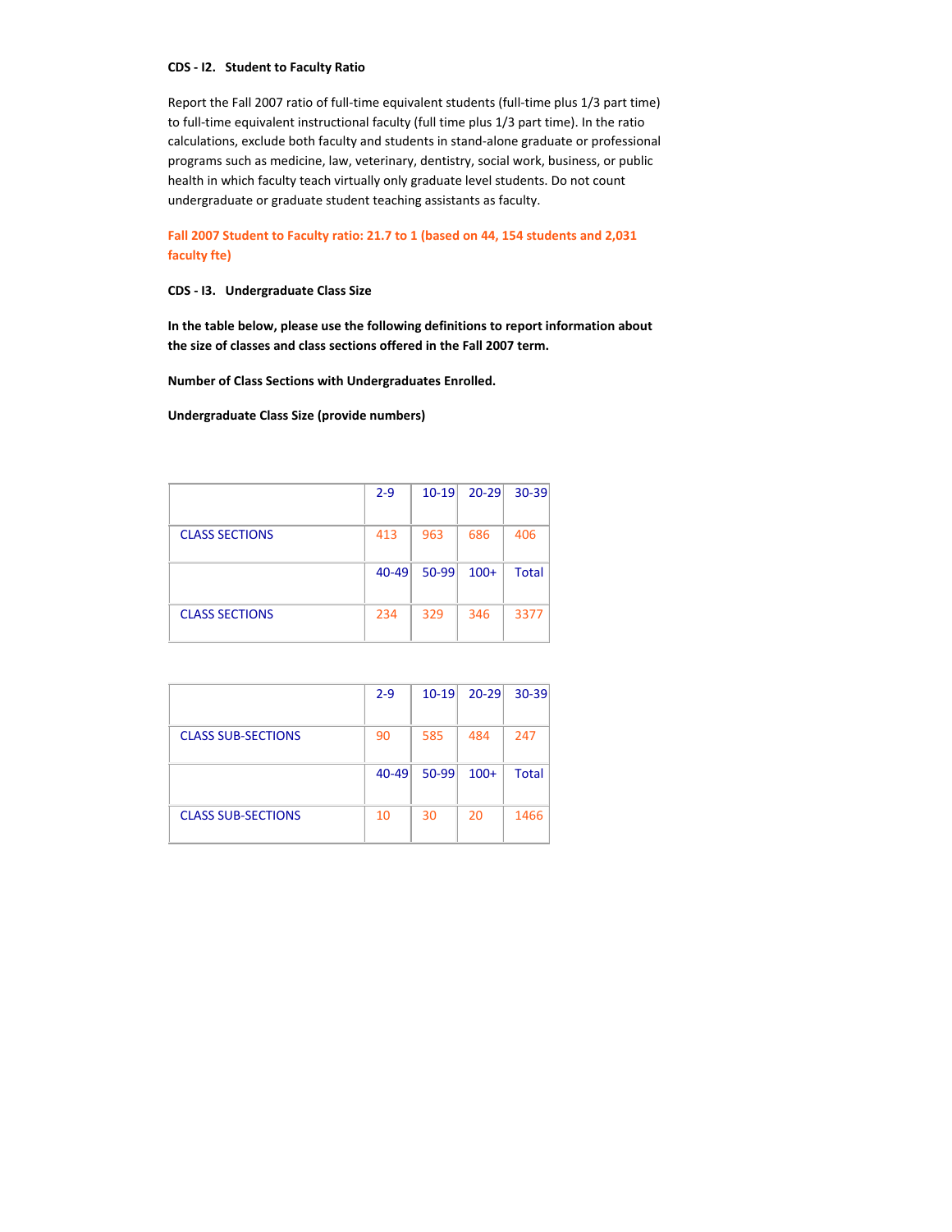**CDS - I2. Student to Faculty Ratio**

Report the Fall 2007 ratio of full-time equivalent students (full-time plus 1/3 part time) to full-time equivalent instructional faculty (full time plus 1/3 part time). In the ratio calculations, exclude both faculty and students in stand-alone graduate or professional programs such as medicine, law, veterinary, dentistry, social work, business, or public health in which faculty teach virtually only graduate level students. Do not count undergraduate or graduate student teaching assistants as faculty.

**Fall 2007 Student to Faculty ratio: 21.7 to 1 (based on 44, 154 students and 2,031 faculty fte)**

**CDS - I3. Undergraduate Class Size**

**In the table below, please use the following definitions to report information about the size of classes and class sections offered in the Fall 2007 term.**

**Number of Class Sections with Undergraduates Enrolled.**

**Undergraduate Class Size (provide numbers)**

| | 2-9 | 10-19 | 20-29 | 30-39 |
|---|---|---|---|---|
| CLASS SECTIONS | 413 | 963 | 686 | 406 |
| | 40-49 | 50-99 | 100+ | Total |
| CLASS SECTIONS | 234 | 329 | 346 | 3377 |

| | 2-9 | 10-19 | 20-29 | 30-39 |
|---|---|---|---|---|
| CLASS SUB-SECTIONS | 90 | 585 | 484 | 247 |
| | 40-49 | 50-99 | 100+ | Total |
| CLASS SUB-SECTIONS | 10 | 30 | 20 | 1466 |